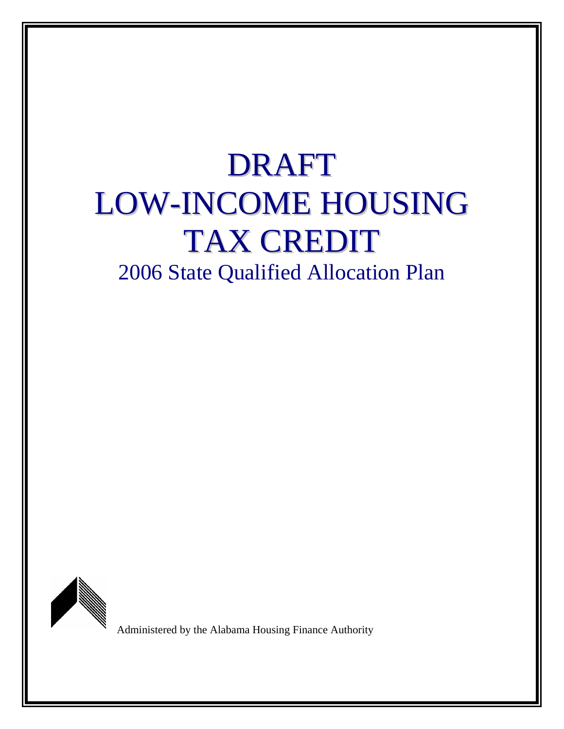# DRAFT
# LOW-INCOME HOUSING TAX CREDIT

## 2006 State Qualified Allocation Plan

Administered by the Alabama Housing Finance Authority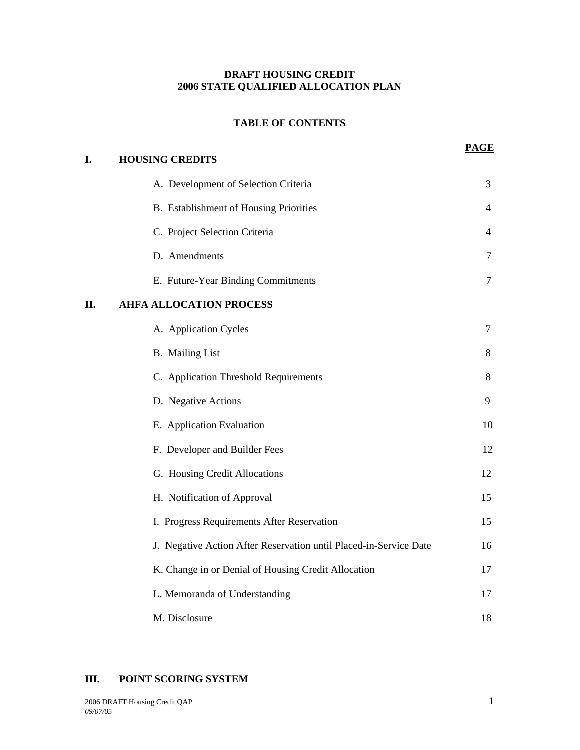**DRAFT HOUSING CREDIT**
**2006 STATE QUALIFIED ALLOCATION PLAN**

**TABLE OF CONTENTS**

| | | **PAGE** |
|---|---|---|
| **I.** | **HOUSING CREDITS** | |
| | A. Development of Selection Criteria | 3 |
| | B. Establishment of Housing Priorities | 4 |
| | C. Project Selection Criteria | 4 |
| | D. Amendments | 7 |
| | E. Future-Year Binding Commitments | 7 |
| **II.** | **AHFA ALLOCATION PROCESS** | |
| | A. Application Cycles | 7 |
| | B. Mailing List | 8 |
| | C. Application Threshold Requirements | 8 |
| | D. Negative Actions | 9 |
| | E. Application Evaluation | 10 |
| | F. Developer and Builder Fees | 12 |
| | G. Housing Credit Allocations | 12 |
| | H. Notification of Approval | 15 |
| | I. Progress Requirements After Reservation | 15 |
| | J. Negative Action After Reservation until Placed-in-Service Date | 16 |
| | K. Change in or Denial of Housing Credit Allocation | 17 |
| | L. Memoranda of Understanding | 17 |
| | M. Disclosure | 18 |
| **III.** | **POINT SCORING SYSTEM** | |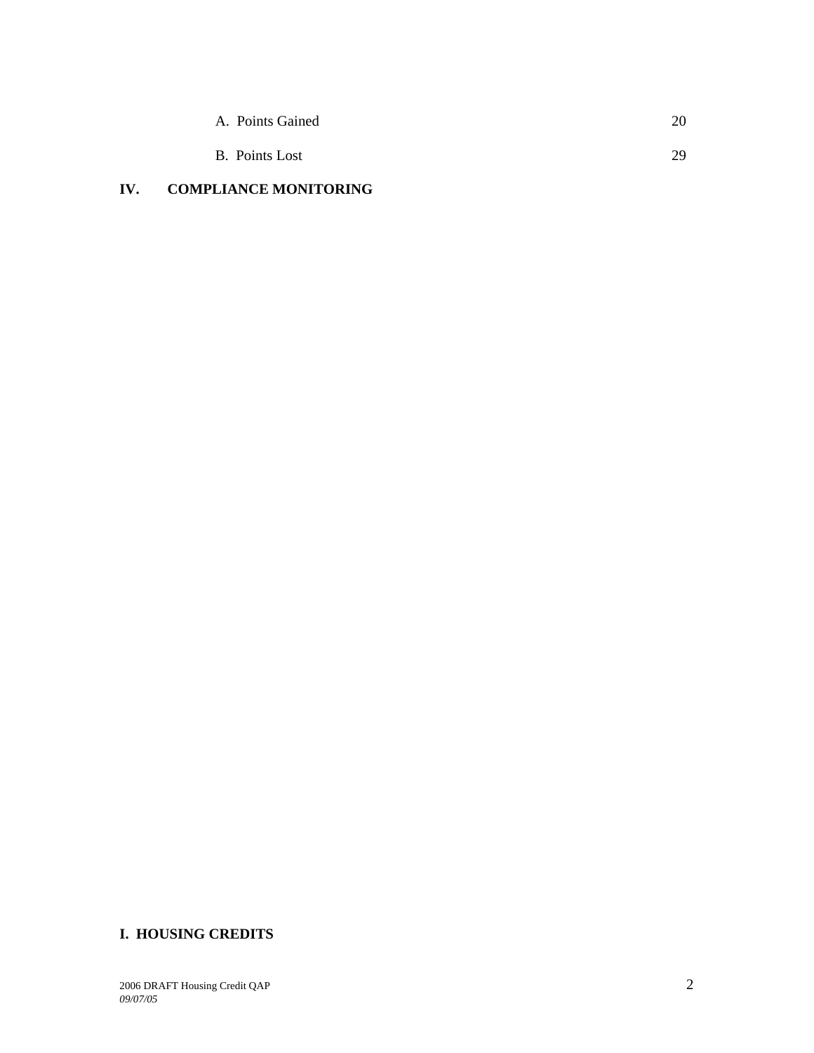A. Points Gained 20

B. Points Lost 29

**IV. COMPLIANCE MONITORING**

# I. HOUSING CREDITS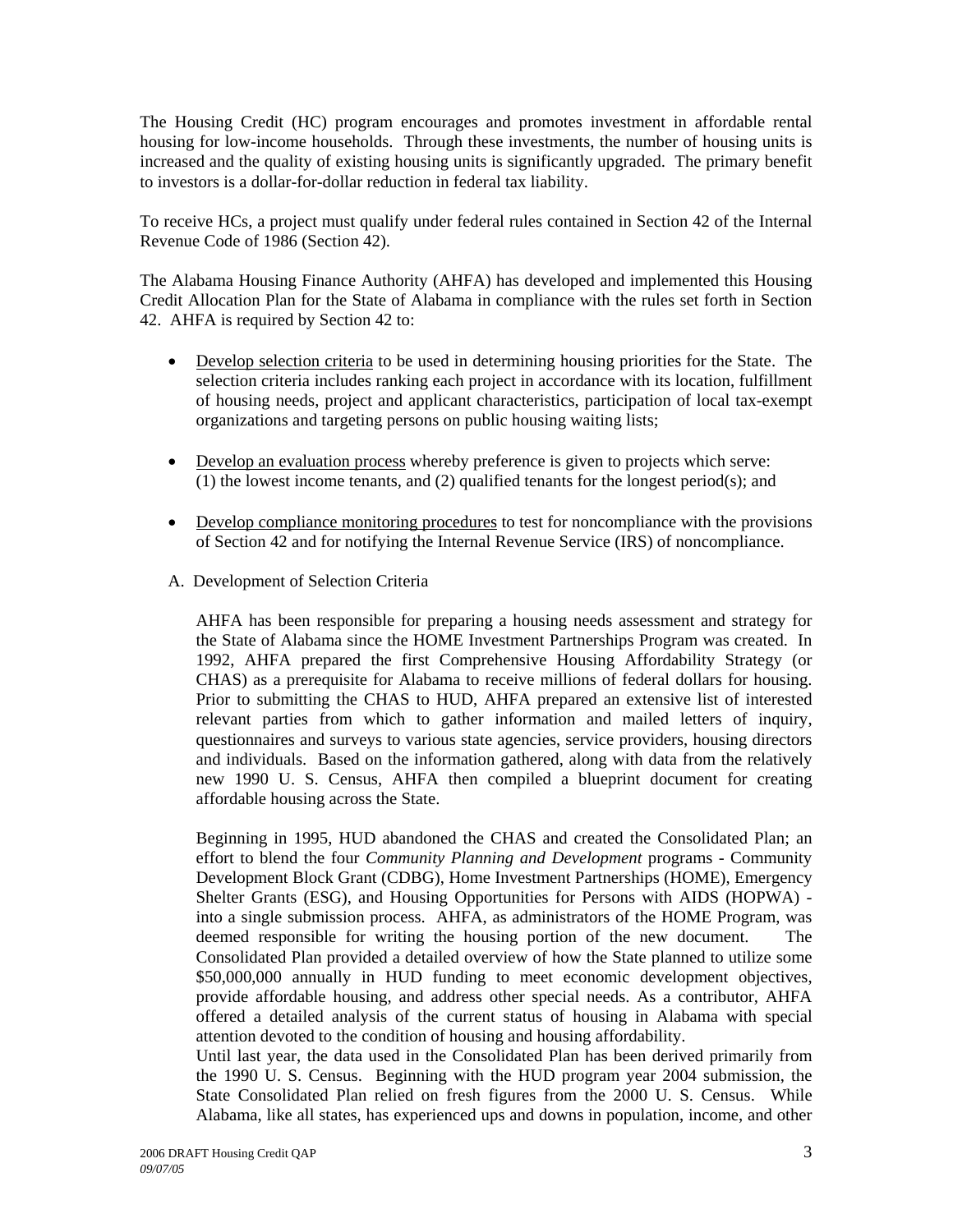The Housing Credit (HC) program encourages and promotes investment in affordable rental housing for low-income households. Through these investments, the number of housing units is increased and the quality of existing housing units is significantly upgraded. The primary benefit to investors is a dollar-for-dollar reduction in federal tax liability.

To receive HCs, a project must qualify under federal rules contained in Section 42 of the Internal Revenue Code of 1986 (Section 42).

The Alabama Housing Finance Authority (AHFA) has developed and implemented this Housing Credit Allocation Plan for the State of Alabama in compliance with the rules set forth in Section 42. AHFA is required by Section 42 to:

- <u>Develop selection criteria</u> to be used in determining housing priorities for the State. The selection criteria includes ranking each project in accordance with its location, fulfillment of housing needs, project and applicant characteristics, participation of local tax-exempt organizations and targeting persons on public housing waiting lists;

- <u>Develop an evaluation process</u> whereby preference is given to projects which serve: (1) the lowest income tenants, and (2) qualified tenants for the longest period(s); and

- <u>Develop compliance monitoring procedures</u> to test for noncompliance with the provisions of Section 42 and for notifying the Internal Revenue Service (IRS) of noncompliance.

A. Development of Selection Criteria

AHFA has been responsible for preparing a housing needs assessment and strategy for the State of Alabama since the HOME Investment Partnerships Program was created. In 1992, AHFA prepared the first Comprehensive Housing Affordability Strategy (or CHAS) as a prerequisite for Alabama to receive millions of federal dollars for housing. Prior to submitting the CHAS to HUD, AHFA prepared an extensive list of interested relevant parties from which to gather information and mailed letters of inquiry, questionnaires and surveys to various state agencies, service providers, housing directors and individuals. Based on the information gathered, along with data from the relatively new 1990 U. S. Census, AHFA then compiled a blueprint document for creating affordable housing across the State.

Beginning in 1995, HUD abandoned the CHAS and created the Consolidated Plan; an effort to blend the four *Community Planning and Development* programs - Community Development Block Grant (CDBG), Home Investment Partnerships (HOME), Emergency Shelter Grants (ESG), and Housing Opportunities for Persons with AIDS (HOPWA) - into a single submission process. AHFA, as administrators of the HOME Program, was deemed responsible for writing the housing portion of the new document. The Consolidated Plan provided a detailed overview of how the State planned to utilize some $50,000,000 annually in HUD funding to meet economic development objectives, provide affordable housing, and address other special needs. As a contributor, AHFA offered a detailed analysis of the current status of housing in Alabama with special attention devoted to the condition of housing and housing affordability.

Until last year, the data used in the Consolidated Plan has been derived primarily from the 1990 U. S. Census. Beginning with the HUD program year 2004 submission, the State Consolidated Plan relied on fresh figures from the 2000 U. S. Census. While Alabama, like all states, has experienced ups and downs in population, income, and other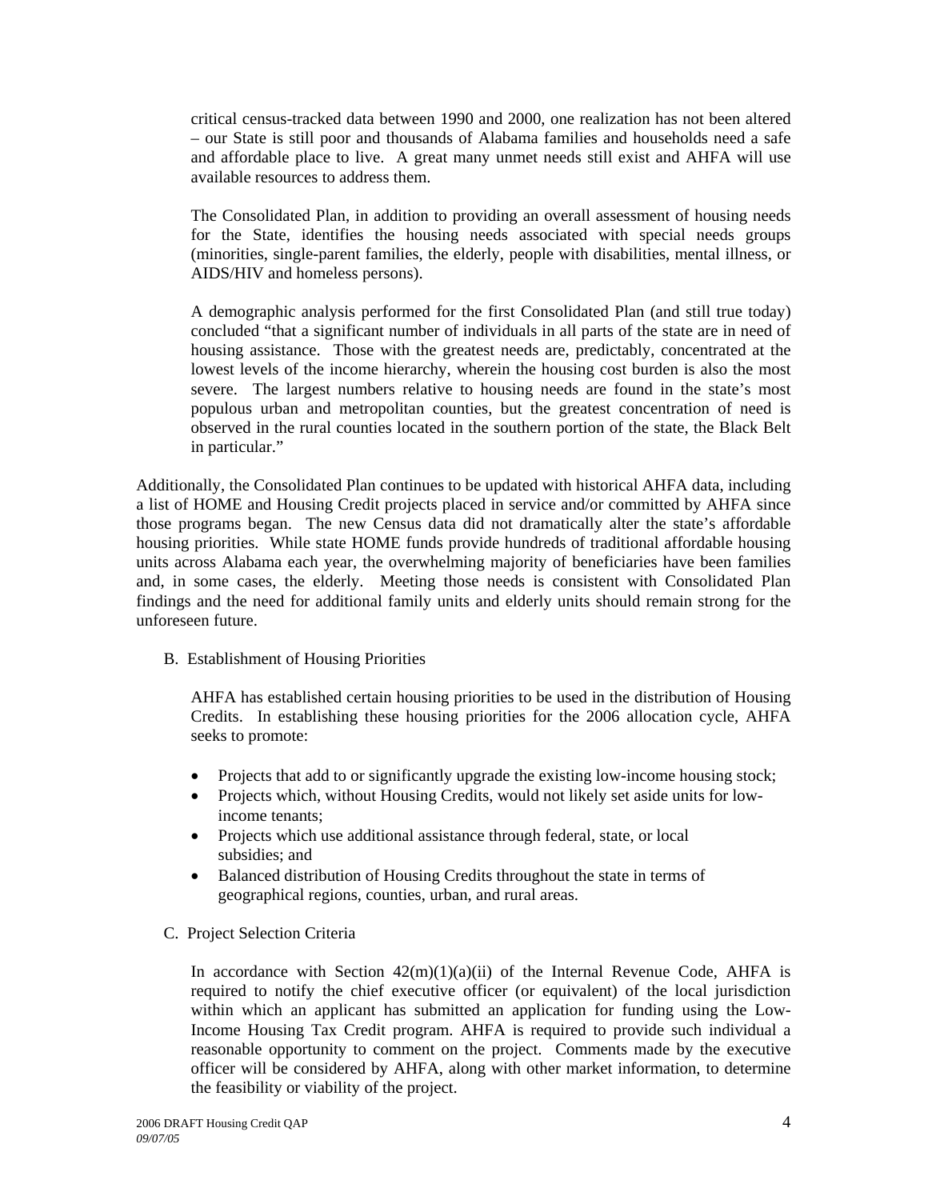critical census-tracked data between 1990 and 2000, one realization has not been altered – our State is still poor and thousands of Alabama families and households need a safe and affordable place to live. A great many unmet needs still exist and AHFA will use available resources to address them.

The Consolidated Plan, in addition to providing an overall assessment of housing needs for the State, identifies the housing needs associated with special needs groups (minorities, single-parent families, the elderly, people with disabilities, mental illness, or AIDS/HIV and homeless persons).

A demographic analysis performed for the first Consolidated Plan (and still true today) concluded "that a significant number of individuals in all parts of the state are in need of housing assistance. Those with the greatest needs are, predictably, concentrated at the lowest levels of the income hierarchy, wherein the housing cost burden is also the most severe. The largest numbers relative to housing needs are found in the state's most populous urban and metropolitan counties, but the greatest concentration of need is observed in the rural counties located in the southern portion of the state, the Black Belt in particular."

Additionally, the Consolidated Plan continues to be updated with historical AHFA data, including a list of HOME and Housing Credit projects placed in service and/or committed by AHFA since those programs began. The new Census data did not dramatically alter the state's affordable housing priorities. While state HOME funds provide hundreds of traditional affordable housing units across Alabama each year, the overwhelming majority of beneficiaries have been families and, in some cases, the elderly. Meeting those needs is consistent with Consolidated Plan findings and the need for additional family units and elderly units should remain strong for the unforeseen future.

B. Establishment of Housing Priorities

AHFA has established certain housing priorities to be used in the distribution of Housing Credits. In establishing these housing priorities for the 2006 allocation cycle, AHFA seeks to promote:

- Projects that add to or significantly upgrade the existing low-income housing stock;
- Projects which, without Housing Credits, would not likely set aside units for low-income tenants;
- Projects which use additional assistance through federal, state, or local subsidies; and
- Balanced distribution of Housing Credits throughout the state in terms of geographical regions, counties, urban, and rural areas.

C. Project Selection Criteria

In accordance with Section 42(m)(1)(a)(ii) of the Internal Revenue Code, AHFA is required to notify the chief executive officer (or equivalent) of the local jurisdiction within which an applicant has submitted an application for funding using the Low-Income Housing Tax Credit program. AHFA is required to provide such individual a reasonable opportunity to comment on the project. Comments made by the executive officer will be considered by AHFA, along with other market information, to determine the feasibility or viability of the project.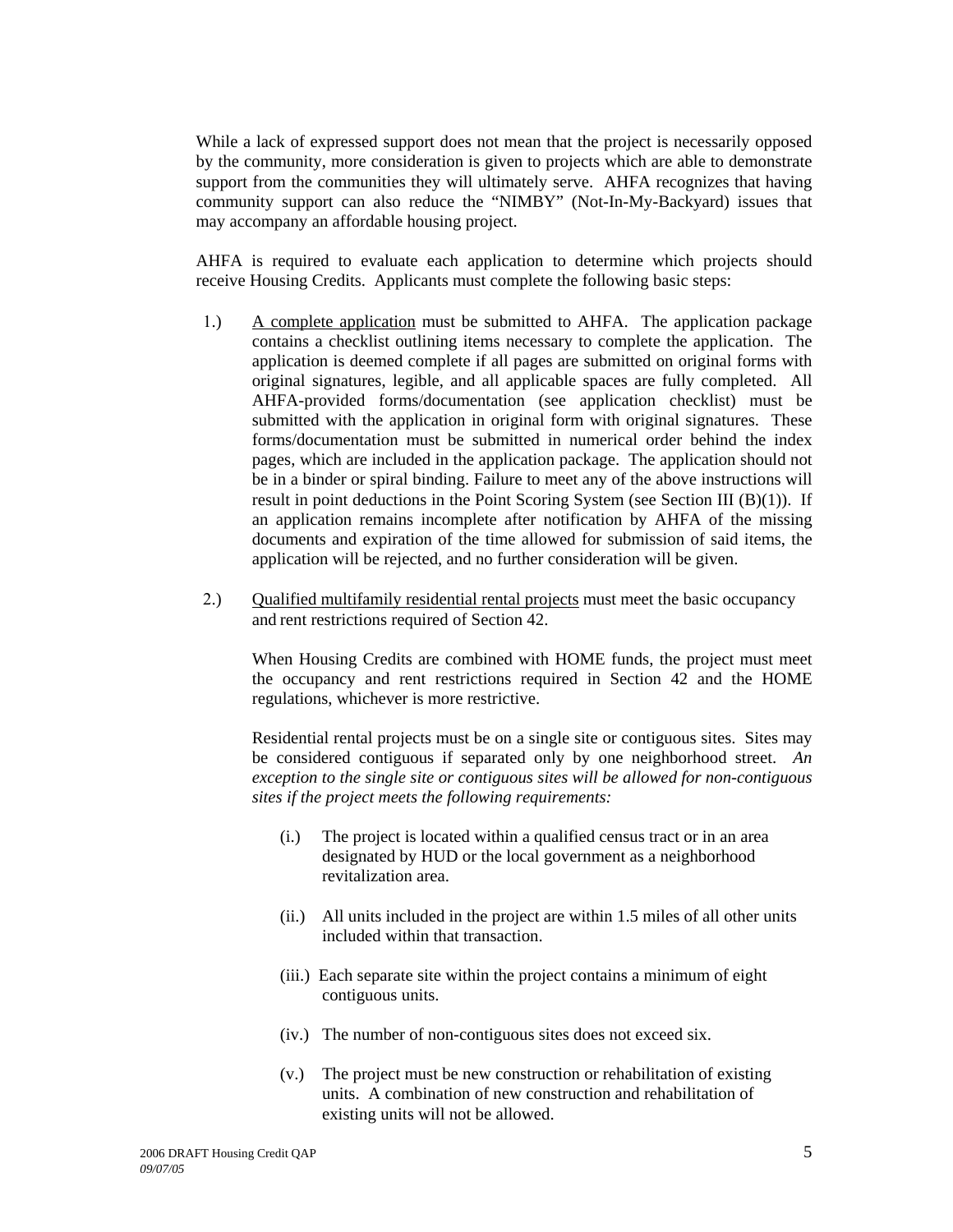While a lack of expressed support does not mean that the project is necessarily opposed by the community, more consideration is given to projects which are able to demonstrate support from the communities they will ultimately serve. AHFA recognizes that having community support can also reduce the "NIMBY" (Not-In-My-Backyard) issues that may accompany an affordable housing project.

AHFA is required to evaluate each application to determine which projects should receive Housing Credits. Applicants must complete the following basic steps:

1.) A complete application must be submitted to AHFA. The application package contains a checklist outlining items necessary to complete the application. The application is deemed complete if all pages are submitted on original forms with original signatures, legible, and all applicable spaces are fully completed. All AHFA-provided forms/documentation (see application checklist) must be submitted with the application in original form with original signatures. These forms/documentation must be submitted in numerical order behind the index pages, which are included in the application package. The application should not be in a binder or spiral binding. Failure to meet any of the above instructions will result in point deductions in the Point Scoring System (see Section III (B)(1)). If an application remains incomplete after notification by AHFA of the missing documents and expiration of the time allowed for submission of said items, the application will be rejected, and no further consideration will be given.

2.) Qualified multifamily residential rental projects must meet the basic occupancy and rent restrictions required of Section 42.

   When Housing Credits are combined with HOME funds, the project must meet the occupancy and rent restrictions required in Section 42 and the HOME regulations, whichever is more restrictive.

   Residential rental projects must be on a single site or contiguous sites. Sites may be considered contiguous if separated only by one neighborhood street. *An exception to the single site or contiguous sites will be allowed for non-contiguous sites if the project meets the following requirements:*

   (i.) The project is located within a qualified census tract or in an area designated by HUD or the local government as a neighborhood revitalization area.

   (ii.) All units included in the project are within 1.5 miles of all other units included within that transaction.

   (iii.) Each separate site within the project contains a minimum of eight contiguous units.

   (iv.) The number of non-contiguous sites does not exceed six.

   (v.) The project must be new construction or rehabilitation of existing units. A combination of new construction and rehabilitation of existing units will not be allowed.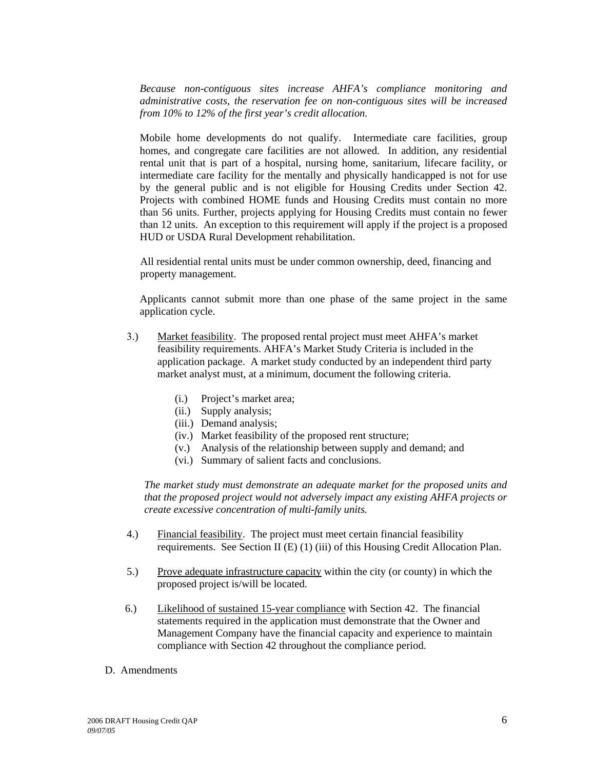*Because non-contiguous sites increase AHFA's compliance monitoring and administrative costs, the reservation fee on non-contiguous sites will be increased from 10% to 12% of the first year's credit allocation.*

Mobile home developments do not qualify. Intermediate care facilities, group homes, and congregate care facilities are not allowed. In addition, any residential rental unit that is part of a hospital, nursing home, sanitarium, lifecare facility, or intermediate care facility for the mentally and physically handicapped is not for use by the general public and is not eligible for Housing Credits under Section 42. Projects with combined HOME funds and Housing Credits must contain no more than 56 units. Further, projects applying for Housing Credits must contain no fewer than 12 units. An exception to this requirement will apply if the project is a proposed HUD or USDA Rural Development rehabilitation.

All residential rental units must be under common ownership, deed, financing and property management.

Applicants cannot submit more than one phase of the same project in the same application cycle.

3.) Market feasibility. The proposed rental project must meet AHFA's market feasibility requirements. AHFA's Market Study Criteria is included in the application package. A market study conducted by an independent third party market analyst must, at a minimum, document the following criteria.

- (i.) Project's market area;
- (ii.) Supply analysis;
- (iii.) Demand analysis;
- (iv.) Market feasibility of the proposed rent structure;
- (v.) Analysis of the relationship between supply and demand; and
- (vi.) Summary of salient facts and conclusions.

*The market study must demonstrate an adequate market for the proposed units and that the proposed project would not adversely impact any existing AHFA projects or create excessive concentration of multi-family units.*

4.) Financial feasibility. The project must meet certain financial feasibility requirements. See Section II (E) (1) (iii) of this Housing Credit Allocation Plan.

5.) Prove adequate infrastructure capacity within the city (or county) in which the proposed project is/will be located.

6.) Likelihood of sustained 15-year compliance with Section 42. The financial statements required in the application must demonstrate that the Owner and Management Company have the financial capacity and experience to maintain compliance with Section 42 throughout the compliance period.

D. Amendments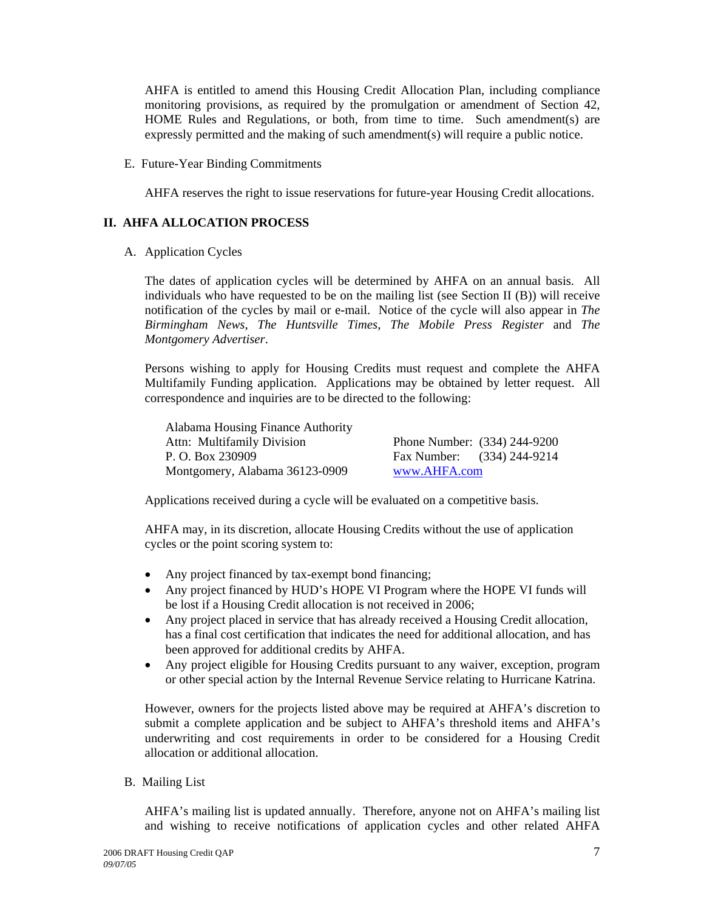AHFA is entitled to amend this Housing Credit Allocation Plan, including compliance monitoring provisions, as required by the promulgation or amendment of Section 42, HOME Rules and Regulations, or both, from time to time. Such amendment(s) are expressly permitted and the making of such amendment(s) will require a public notice.

E. Future-Year Binding Commitments

AHFA reserves the right to issue reservations for future-year Housing Credit allocations.

## II. AHFA ALLOCATION PROCESS

A. Application Cycles

The dates of application cycles will be determined by AHFA on an annual basis. All individuals who have requested to be on the mailing list (see Section II (B)) will receive notification of the cycles by mail or e-mail. Notice of the cycle will also appear in *The Birmingham News*, *The Huntsville Times*, *The Mobile Press Register* and *The Montgomery Advertiser*.

Persons wishing to apply for Housing Credits must request and complete the AHFA Multifamily Funding application. Applications may be obtained by letter request. All correspondence and inquiries are to be directed to the following:

Alabama Housing Finance Authority
Attn: Multifamily Division
P. O. Box 230909
Montgomery, Alabama 36123-0909

Phone Number: (334) 244-9200
Fax Number: (334) 244-9214
www.AHFA.com

Applications received during a cycle will be evaluated on a competitive basis.

AHFA may, in its discretion, allocate Housing Credits without the use of application cycles or the point scoring system to:

- Any project financed by tax-exempt bond financing;
- Any project financed by HUD's HOPE VI Program where the HOPE VI funds will be lost if a Housing Credit allocation is not received in 2006;
- Any project placed in service that has already received a Housing Credit allocation, has a final cost certification that indicates the need for additional allocation, and has been approved for additional credits by AHFA.
- Any project eligible for Housing Credits pursuant to any waiver, exception, program or other special action by the Internal Revenue Service relating to Hurricane Katrina.

However, owners for the projects listed above may be required at AHFA's discretion to submit a complete application and be subject to AHFA's threshold items and AHFA's underwriting and cost requirements in order to be considered for a Housing Credit allocation or additional allocation.

B. Mailing List

AHFA's mailing list is updated annually. Therefore, anyone not on AHFA's mailing list and wishing to receive notifications of application cycles and other related AHFA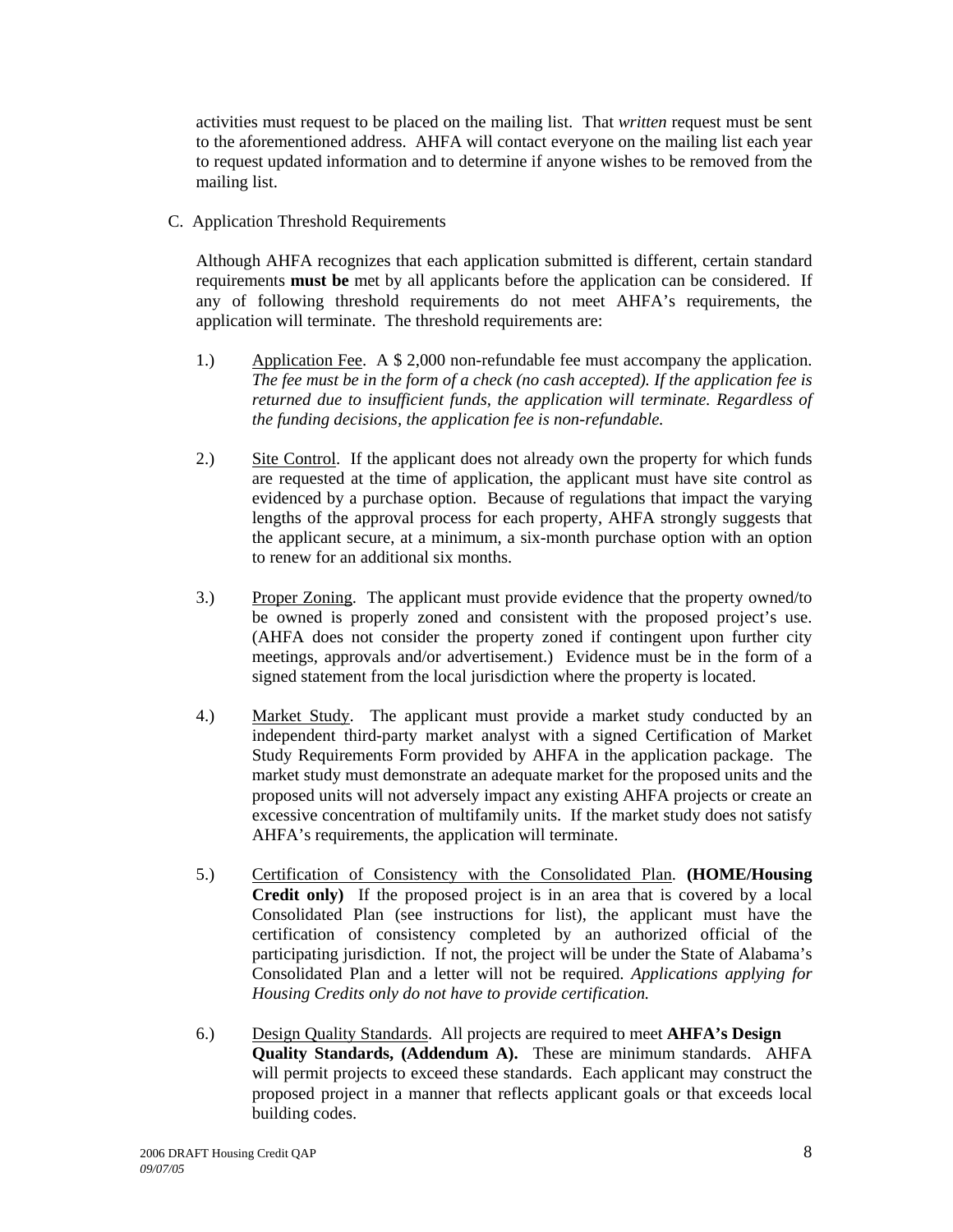activities must request to be placed on the mailing list. That *written* request must be sent to the aforementioned address. AHFA will contact everyone on the mailing list each year to request updated information and to determine if anyone wishes to be removed from the mailing list.

C. Application Threshold Requirements

Although AHFA recognizes that each application submitted is different, certain standard requirements **must be** met by all applicants before the application can be considered. If any of following threshold requirements do not meet AHFA's requirements, the application will terminate. The threshold requirements are:

1.) Application Fee. A $ 2,000 non-refundable fee must accompany the application. *The fee must be in the form of a check (no cash accepted). If the application fee is returned due to insufficient funds, the application will terminate. Regardless of the funding decisions, the application fee is non-refundable.*

2.) Site Control. If the applicant does not already own the property for which funds are requested at the time of application, the applicant must have site control as evidenced by a purchase option. Because of regulations that impact the varying lengths of the approval process for each property, AHFA strongly suggests that the applicant secure, at a minimum, a six-month purchase option with an option to renew for an additional six months.

3.) Proper Zoning. The applicant must provide evidence that the property owned/to be owned is properly zoned and consistent with the proposed project's use. (AHFA does not consider the property zoned if contingent upon further city meetings, approvals and/or advertisement.) Evidence must be in the form of a signed statement from the local jurisdiction where the property is located.

4.) Market Study. The applicant must provide a market study conducted by an independent third-party market analyst with a signed Certification of Market Study Requirements Form provided by AHFA in the application package. The market study must demonstrate an adequate market for the proposed units and the proposed units will not adversely impact any existing AHFA projects or create an excessive concentration of multifamily units. If the market study does not satisfy AHFA's requirements, the application will terminate.

5.) Certification of Consistency with the Consolidated Plan. **(HOME/Housing Credit only)** If the proposed project is in an area that is covered by a local Consolidated Plan (see instructions for list), the applicant must have the certification of consistency completed by an authorized official of the participating jurisdiction. If not, the project will be under the State of Alabama's Consolidated Plan and a letter will not be required. *Applications applying for Housing Credits only do not have to provide certification.*

6.) Design Quality Standards. All projects are required to meet **AHFA's Design Quality Standards, (Addendum A).** These are minimum standards. AHFA will permit projects to exceed these standards. Each applicant may construct the proposed project in a manner that reflects applicant goals or that exceeds local building codes.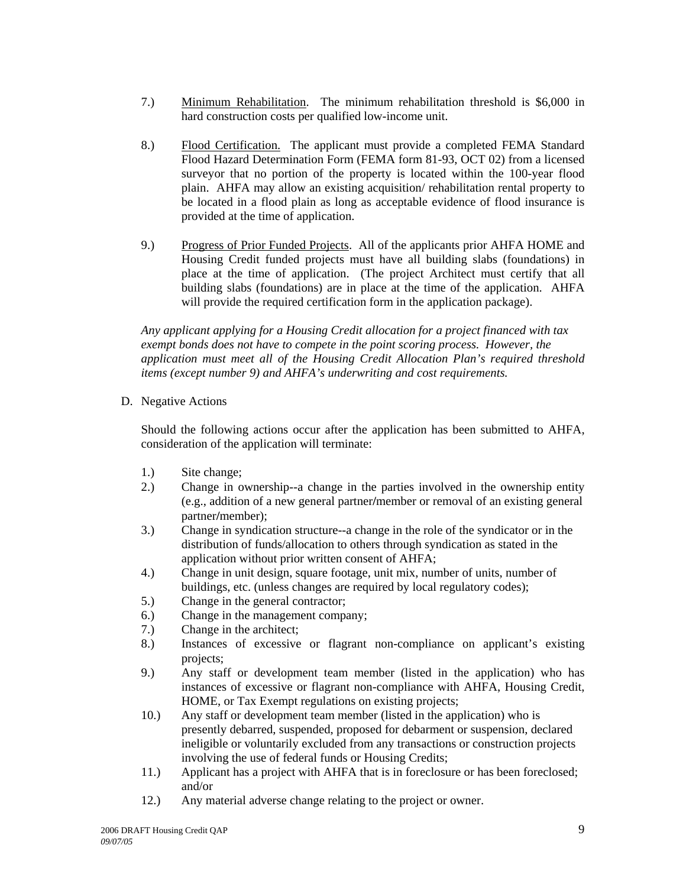7.) <u>Minimum Rehabilitation</u>. The minimum rehabilitation threshold is $6,000 in hard construction costs per qualified low-income unit.

8.) <u>Flood Certification.</u> The applicant must provide a completed FEMA Standard Flood Hazard Determination Form (FEMA form 81-93, OCT 02) from a licensed surveyor that no portion of the property is located within the 100-year flood plain. AHFA may allow an existing acquisition/ rehabilitation rental property to be located in a flood plain as long as acceptable evidence of flood insurance is provided at the time of application.

9.) <u>Progress of Prior Funded Projects</u>. All of the applicants prior AHFA HOME and Housing Credit funded projects must have all building slabs (foundations) in place at the time of application. (The project Architect must certify that all building slabs (foundations) are in place at the time of the application. AHFA will provide the required certification form in the application package).

*Any applicant applying for a Housing Credit allocation for a project financed with tax exempt bonds does not have to compete in the point scoring process. However, the application must meet all of the Housing Credit Allocation Plan's required threshold items (except number 9) and AHFA's underwriting and cost requirements.*

D. Negative Actions

Should the following actions occur after the application has been submitted to AHFA, consideration of the application will terminate:

1.) Site change;
2.) Change in ownership--a change in the parties involved in the ownership entity (e.g., addition of a new general partner/member or removal of an existing general partner/member);
3.) Change in syndication structure--a change in the role of the syndicator or in the distribution of funds/allocation to others through syndication as stated in the application without prior written consent of AHFA;
4.) Change in unit design, square footage, unit mix, number of units, number of buildings, etc. (unless changes are required by local regulatory codes);
5.) Change in the general contractor;
6.) Change in the management company;
7.) Change in the architect;
8.) Instances of excessive or flagrant non-compliance on applicant's existing projects;
9.) Any staff or development team member (listed in the application) who has instances of excessive or flagrant non-compliance with AHFA, Housing Credit, HOME, or Tax Exempt regulations on existing projects;
10.) Any staff or development team member (listed in the application) who is presently debarred, suspended, proposed for debarment or suspension, declared ineligible or voluntarily excluded from any transactions or construction projects involving the use of federal funds or Housing Credits;
11.) Applicant has a project with AHFA that is in foreclosure or has been foreclosed; and/or
12.) Any material adverse change relating to the project or owner.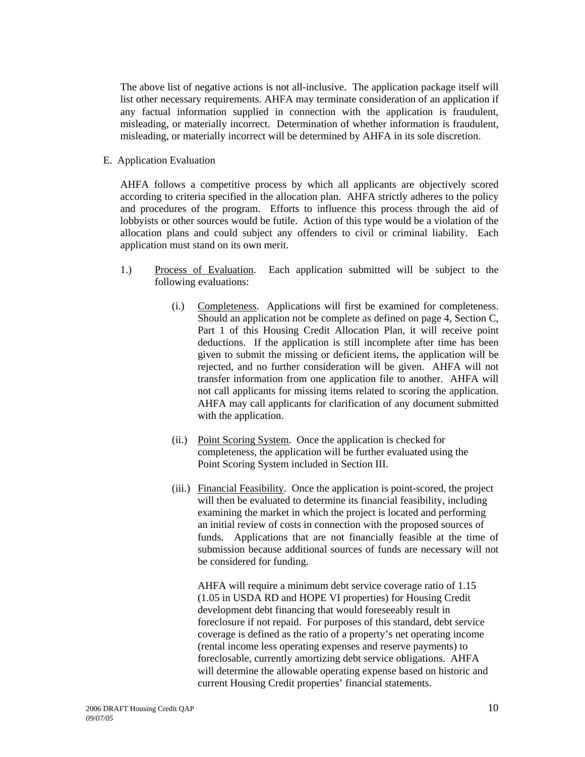The above list of negative actions is not all-inclusive. The application package itself will list other necessary requirements. AHFA may terminate consideration of an application if any factual information supplied in connection with the application is fraudulent, misleading, or materially incorrect. Determination of whether information is fraudulent, misleading, or materially incorrect will be determined by AHFA in its sole discretion.

E. Application Evaluation

AHFA follows a competitive process by which all applicants are objectively scored according to criteria specified in the allocation plan. AHFA strictly adheres to the policy and procedures of the program. Efforts to influence this process through the aid of lobbyists or other sources would be futile. Action of this type would be a violation of the allocation plans and could subject any offenders to civil or criminal liability. Each application must stand on its own merit.

1.) Process of Evaluation. Each application submitted will be subject to the following evaluations:

(i.) Completeness. Applications will first be examined for completeness. Should an application not be complete as defined on page 4, Section C, Part 1 of this Housing Credit Allocation Plan, it will receive point deductions. If the application is still incomplete after time has been given to submit the missing or deficient items, the application will be rejected, and no further consideration will be given. AHFA will not transfer information from one application file to another. AHFA will not call applicants for missing items related to scoring the application. AHFA may call applicants for clarification of any document submitted with the application.

(ii.) Point Scoring System. Once the application is checked for completeness, the application will be further evaluated using the Point Scoring System included in Section III.

(iii.) Financial Feasibility. Once the application is point-scored, the project will then be evaluated to determine its financial feasibility, including examining the market in which the project is located and performing an initial review of costs in connection with the proposed sources of funds. Applications that are not financially feasible at the time of submission because additional sources of funds are necessary will not be considered for funding.

AHFA will require a minimum debt service coverage ratio of 1.15 (1.05 in USDA RD and HOPE VI properties) for Housing Credit development debt financing that would foreseeably result in foreclosure if not repaid. For purposes of this standard, debt service coverage is defined as the ratio of a property's net operating income (rental income less operating expenses and reserve payments) to foreclosable, currently amortizing debt service obligations. AHFA will determine the allowable operating expense based on historic and current Housing Credit properties' financial statements.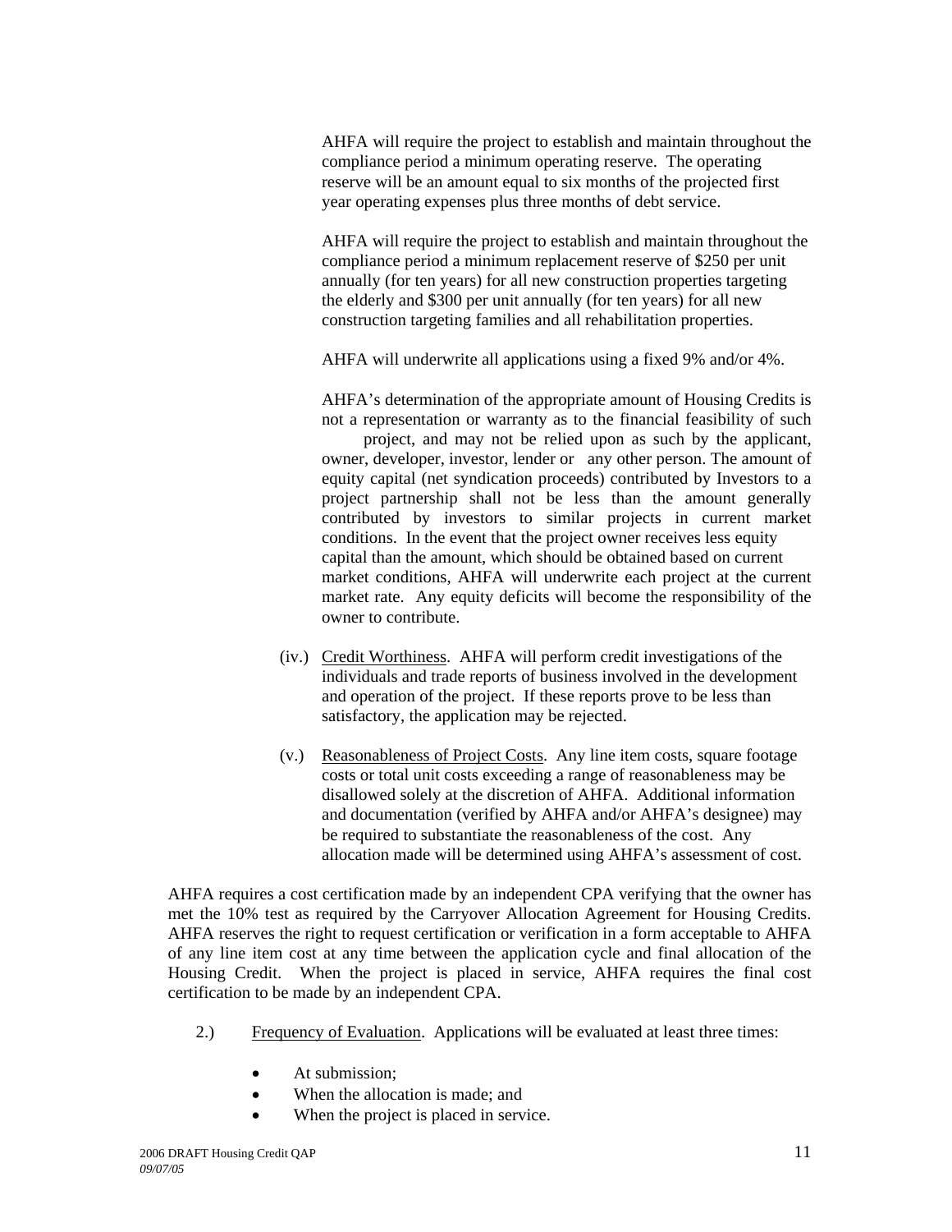AHFA will require the project to establish and maintain throughout the compliance period a minimum operating reserve. The operating reserve will be an amount equal to six months of the projected first year operating expenses plus three months of debt service.

AHFA will require the project to establish and maintain throughout the compliance period a minimum replacement reserve of $250 per unit annually (for ten years) for all new construction properties targeting the elderly and $300 per unit annually (for ten years) for all new construction targeting families and all rehabilitation properties.

AHFA will underwrite all applications using a fixed 9% and/or 4%.

AHFA's determination of the appropriate amount of Housing Credits is not a representation or warranty as to the financial feasibility of such project, and may not be relied upon as such by the applicant, owner, developer, investor, lender or any other person. The amount of equity capital (net syndication proceeds) contributed by Investors to a project partnership shall not be less than the amount generally contributed by investors to similar projects in current market conditions. In the event that the project owner receives less equity capital than the amount, which should be obtained based on current market conditions, AHFA will underwrite each project at the current market rate. Any equity deficits will become the responsibility of the owner to contribute.

(iv.) Credit Worthiness. AHFA will perform credit investigations of the individuals and trade reports of business involved in the development and operation of the project. If these reports prove to be less than satisfactory, the application may be rejected.

(v.) Reasonableness of Project Costs. Any line item costs, square footage costs or total unit costs exceeding a range of reasonableness may be disallowed solely at the discretion of AHFA. Additional information and documentation (verified by AHFA and/or AHFA's designee) may be required to substantiate the reasonableness of the cost. Any allocation made will be determined using AHFA's assessment of cost.

AHFA requires a cost certification made by an independent CPA verifying that the owner has met the 10% test as required by the Carryover Allocation Agreement for Housing Credits. AHFA reserves the right to request certification or verification in a form acceptable to AHFA of any line item cost at any time between the application cycle and final allocation of the Housing Credit. When the project is placed in service, AHFA requires the final cost certification to be made by an independent CPA.

2.) Frequency of Evaluation. Applications will be evaluated at least three times:

- At submission;
- When the allocation is made; and
- When the project is placed in service.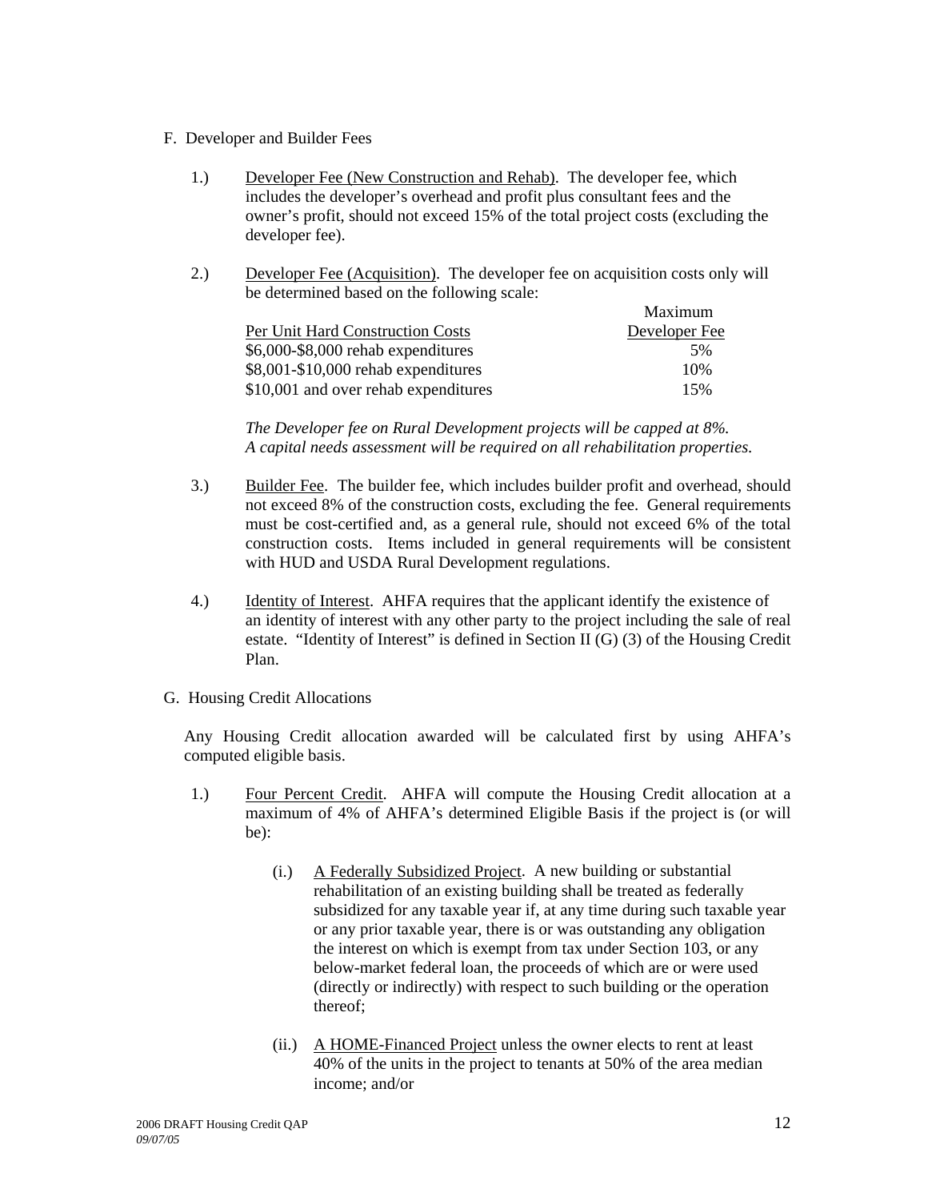F. Developer and Builder Fees

1.) Developer Fee (New Construction and Rehab). The developer fee, which includes the developer's overhead and profit plus consultant fees and the owner's profit, should not exceed 15% of the total project costs (excluding the developer fee).

2.) Developer Fee (Acquisition). The developer fee on acquisition costs only will be determined based on the following scale:

| Per Unit Hard Construction Costs | Maximum Developer Fee |
|---|---|
| $6,000-$8,000 rehab expenditures | 5% |
| $8,001-$10,000 rehab expenditures | 10% |
| $10,001 and over rehab expenditures | 15% |

*The Developer fee on Rural Development projects will be capped at 8%.*
*A capital needs assessment will be required on all rehabilitation properties.*

3.) Builder Fee. The builder fee, which includes builder profit and overhead, should not exceed 8% of the construction costs, excluding the fee. General requirements must be cost-certified and, as a general rule, should not exceed 6% of the total construction costs. Items included in general requirements will be consistent with HUD and USDA Rural Development regulations.

4.) Identity of Interest. AHFA requires that the applicant identify the existence of an identity of interest with any other party to the project including the sale of real estate. "Identity of Interest" is defined in Section II (G) (3) of the Housing Credit Plan.

G. Housing Credit Allocations

Any Housing Credit allocation awarded will be calculated first by using AHFA's computed eligible basis.

1.) Four Percent Credit. AHFA will compute the Housing Credit allocation at a maximum of 4% of AHFA's determined Eligible Basis if the project is (or will be):

(i.) A Federally Subsidized Project. A new building or substantial rehabilitation of an existing building shall be treated as federally subsidized for any taxable year if, at any time during such taxable year or any prior taxable year, there is or was outstanding any obligation the interest on which is exempt from tax under Section 103, or any below-market federal loan, the proceeds of which are or were used (directly or indirectly) with respect to such building or the operation thereof;

(ii.) A HOME-Financed Project unless the owner elects to rent at least 40% of the units in the project to tenants at 50% of the area median income; and/or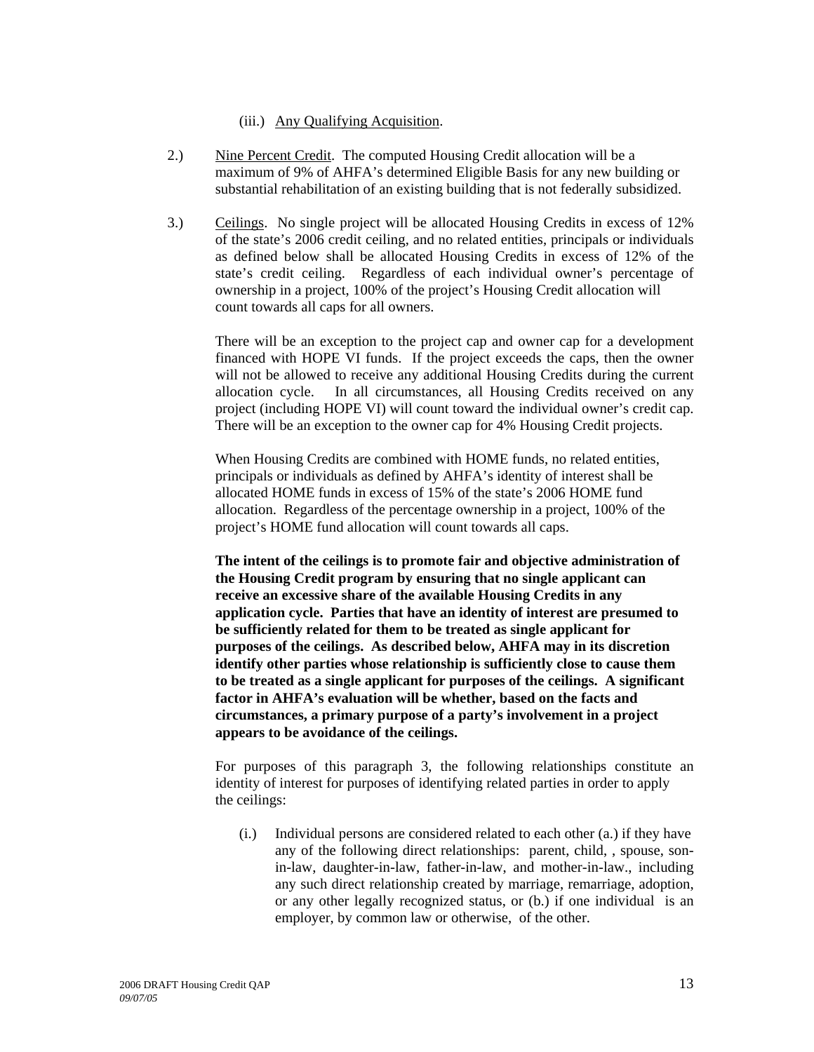(iii.) <u>Any Qualifying Acquisition</u>.

2.) <u>Nine Percent Credit</u>. The computed Housing Credit allocation will be a maximum of 9% of AHFA's determined Eligible Basis for any new building or substantial rehabilitation of an existing building that is not federally subsidized.

3.) <u>Ceilings</u>. No single project will be allocated Housing Credits in excess of 12% of the state's 2006 credit ceiling, and no related entities, principals or individuals as defined below shall be allocated Housing Credits in excess of 12% of the state's credit ceiling. Regardless of each individual owner's percentage of ownership in a project, 100% of the project's Housing Credit allocation will count towards all caps for all owners.

There will be an exception to the project cap and owner cap for a development financed with HOPE VI funds. If the project exceeds the caps, then the owner will not be allowed to receive any additional Housing Credits during the current allocation cycle. In all circumstances, all Housing Credits received on any project (including HOPE VI) will count toward the individual owner's credit cap. There will be an exception to the owner cap for 4% Housing Credit projects.

When Housing Credits are combined with HOME funds, no related entities, principals or individuals as defined by AHFA's identity of interest shall be allocated HOME funds in excess of 15% of the state's 2006 HOME fund allocation. Regardless of the percentage ownership in a project, 100% of the project's HOME fund allocation will count towards all caps.

**The intent of the ceilings is to promote fair and objective administration of the Housing Credit program by ensuring that no single applicant can receive an excessive share of the available Housing Credits in any application cycle. Parties that have an identity of interest are presumed to be sufficiently related for them to be treated as single applicant for purposes of the ceilings. As described below, AHFA may in its discretion identify other parties whose relationship is sufficiently close to cause them to be treated as a single applicant for purposes of the ceilings. A significant factor in AHFA's evaluation will be whether, based on the facts and circumstances, a primary purpose of a party's involvement in a project appears to be avoidance of the ceilings.**

For purposes of this paragraph 3, the following relationships constitute an identity of interest for purposes of identifying related parties in order to apply the ceilings:

(i.) Individual persons are considered related to each other (a.) if they have any of the following direct relationships: parent, child, , spouse, son-in-law, daughter-in-law, father-in-law, and mother-in-law., including any such direct relationship created by marriage, remarriage, adoption, or any other legally recognized status, or (b.) if one individual is an employer, by common law or otherwise, of the other.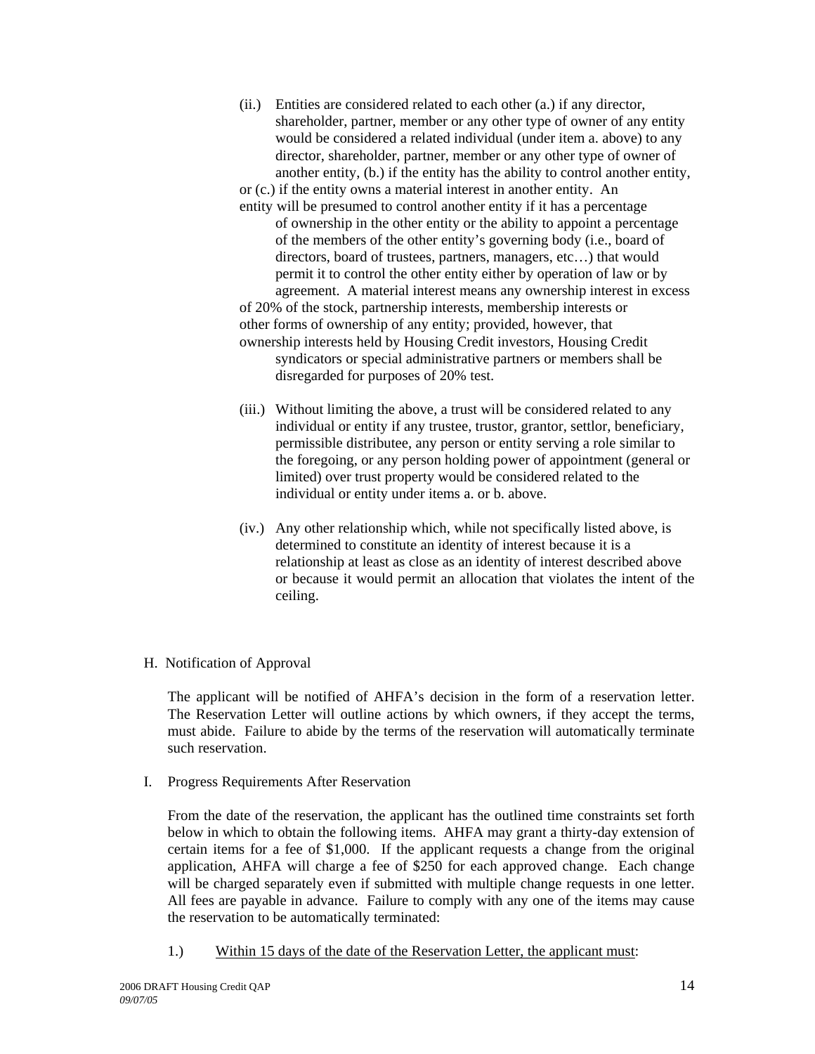(ii.) Entities are considered related to each other (a.) if any director, shareholder, partner, member or any other type of owner of any entity would be considered a related individual (under item a. above) to any director, shareholder, partner, member or any other type of owner of another entity, (b.) if the entity has the ability to control another entity, or (c.) if the entity owns a material interest in another entity. An entity will be presumed to control another entity if it has a percentage of ownership in the other entity or the ability to appoint a percentage of the members of the other entity's governing body (i.e., board of directors, board of trustees, partners, managers, etc…) that would permit it to control the other entity either by operation of law or by agreement. A material interest means any ownership interest in excess of 20% of the stock, partnership interests, membership interests or other forms of ownership of any entity; provided, however, that ownership interests held by Housing Credit investors, Housing Credit syndicators or special administrative partners or members shall be disregarded for purposes of 20% test.

(iii.) Without limiting the above, a trust will be considered related to any individual or entity if any trustee, trustor, grantor, settlor, beneficiary, permissible distributee, any person or entity serving a role similar to the foregoing, or any person holding power of appointment (general or limited) over trust property would be considered related to the individual or entity under items a. or b. above.

(iv.) Any other relationship which, while not specifically listed above, is determined to constitute an identity of interest because it is a relationship at least as close as an identity of interest described above or because it would permit an allocation that violates the intent of the ceiling.

H. Notification of Approval

The applicant will be notified of AHFA's decision in the form of a reservation letter. The Reservation Letter will outline actions by which owners, if they accept the terms, must abide. Failure to abide by the terms of the reservation will automatically terminate such reservation.

I. Progress Requirements After Reservation

From the date of the reservation, the applicant has the outlined time constraints set forth below in which to obtain the following items. AHFA may grant a thirty-day extension of certain items for a fee of $1,000. If the applicant requests a change from the original application, AHFA will charge a fee of $250 for each approved change. Each change will be charged separately even if submitted with multiple change requests in one letter. All fees are payable in advance. Failure to comply with any one of the items may cause the reservation to be automatically terminated:

1.) Within 15 days of the date of the Reservation Letter, the applicant must: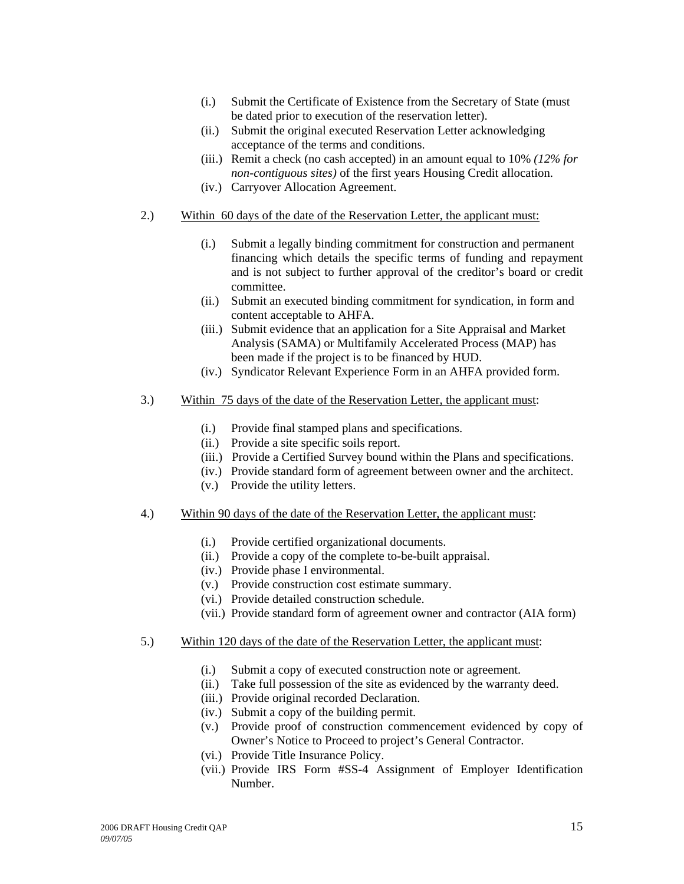(i.) Submit the Certificate of Existence from the Secretary of State (must be dated prior to execution of the reservation letter).

(ii.) Submit the original executed Reservation Letter acknowledging acceptance of the terms and conditions.

(iii.) Remit a check (no cash accepted) in an amount equal to 10% *(12% for non-contiguous sites)* of the first years Housing Credit allocation.

(iv.) Carryover Allocation Agreement.

2.) <u>Within 60 days of the date of the Reservation Letter, the applicant must:</u>

(i.) Submit a legally binding commitment for construction and permanent financing which details the specific terms of funding and repayment and is not subject to further approval of the creditor's board or credit committee.

(ii.) Submit an executed binding commitment for syndication, in form and content acceptable to AHFA.

(iii.) Submit evidence that an application for a Site Appraisal and Market Analysis (SAMA) or Multifamily Accelerated Process (MAP) has been made if the project is to be financed by HUD.

(iv.) Syndicator Relevant Experience Form in an AHFA provided form.

3.) <u>Within 75 days of the date of the Reservation Letter, the applicant must</u>:

(i.) Provide final stamped plans and specifications.

(ii.) Provide a site specific soils report.

(iii.) Provide a Certified Survey bound within the Plans and specifications.

(iv.) Provide standard form of agreement between owner and the architect.

(v.) Provide the utility letters.

4.) <u>Within 90 days of the date of the Reservation Letter, the applicant must</u>:

(i.) Provide certified organizational documents.

(ii.) Provide a copy of the complete to-be-built appraisal.

(iv.) Provide phase I environmental.

(v.) Provide construction cost estimate summary.

(vi.) Provide detailed construction schedule.

(vii.) Provide standard form of agreement owner and contractor (AIA form)

5.) <u>Within 120 days of the date of the Reservation Letter, the applicant must</u>:

(i.) Submit a copy of executed construction note or agreement.

(ii.) Take full possession of the site as evidenced by the warranty deed.

(iii.) Provide original recorded Declaration.

(iv.) Submit a copy of the building permit.

(v.) Provide proof of construction commencement evidenced by copy of Owner's Notice to Proceed to project's General Contractor.

(vi.) Provide Title Insurance Policy.

(vii.) Provide IRS Form #SS-4 Assignment of Employer Identification Number.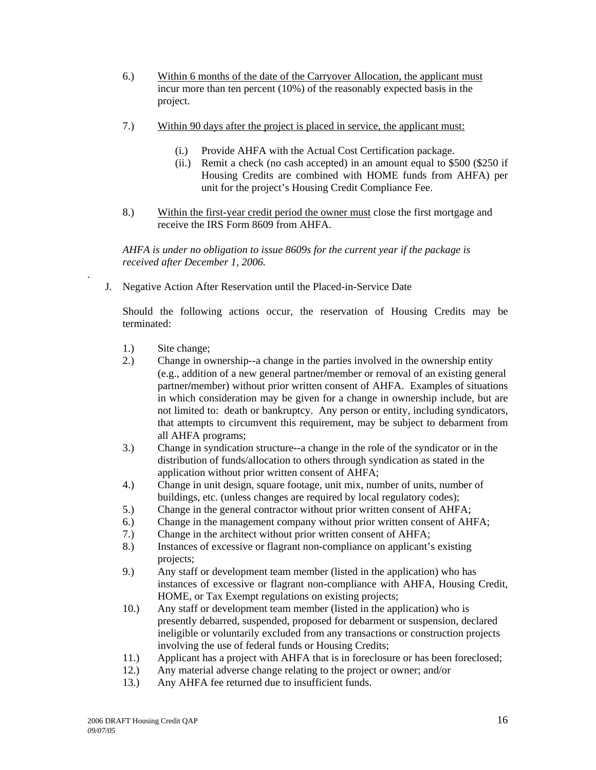6.) Within 6 months of the date of the Carryover Allocation, the applicant must incur more than ten percent (10%) of the reasonably expected basis in the project.

7.) Within 90 days after the project is placed in service, the applicant must:

   (i.) Provide AHFA with the Actual Cost Certification package.
   
   (ii.) Remit a check (no cash accepted) in an amount equal to $500 ($250 if Housing Credits are combined with HOME funds from AHFA) per unit for the project's Housing Credit Compliance Fee.

8.) Within the first-year credit period the owner must close the first mortgage and receive the IRS Form 8609 from AHFA.

*AHFA is under no obligation to issue 8609s for the current year if the package is received after December 1, 2006.*

J. Negative Action After Reservation until the Placed-in-Service Date

Should the following actions occur, the reservation of Housing Credits may be terminated:

1.) Site change;
2.) Change in ownership--a change in the parties involved in the ownership entity (e.g., addition of a new general partner/member or removal of an existing general partner/member) without prior written consent of AHFA. Examples of situations in which consideration may be given for a change in ownership include, but are not limited to: death or bankruptcy. Any person or entity, including syndicators, that attempts to circumvent this requirement, may be subject to debarment from all AHFA programs;
3.) Change in syndication structure--a change in the role of the syndicator or in the distribution of funds/allocation to others through syndication as stated in the application without prior written consent of AHFA;
4.) Change in unit design, square footage, unit mix, number of units, number of buildings, etc. (unless changes are required by local regulatory codes);
5.) Change in the general contractor without prior written consent of AHFA;
6.) Change in the management company without prior written consent of AHFA;
7.) Change in the architect without prior written consent of AHFA;
8.) Instances of excessive or flagrant non-compliance on applicant's existing projects;
9.) Any staff or development team member (listed in the application) who has instances of excessive or flagrant non-compliance with AHFA, Housing Credit, HOME, or Tax Exempt regulations on existing projects;
10.) Any staff or development team member (listed in the application) who is presently debarred, suspended, proposed for debarment or suspension, declared ineligible or voluntarily excluded from any transactions or construction projects involving the use of federal funds or Housing Credits;
11.) Applicant has a project with AHFA that is in foreclosure or has been foreclosed;
12.) Any material adverse change relating to the project or owner; and/or
13.) Any AHFA fee returned due to insufficient funds.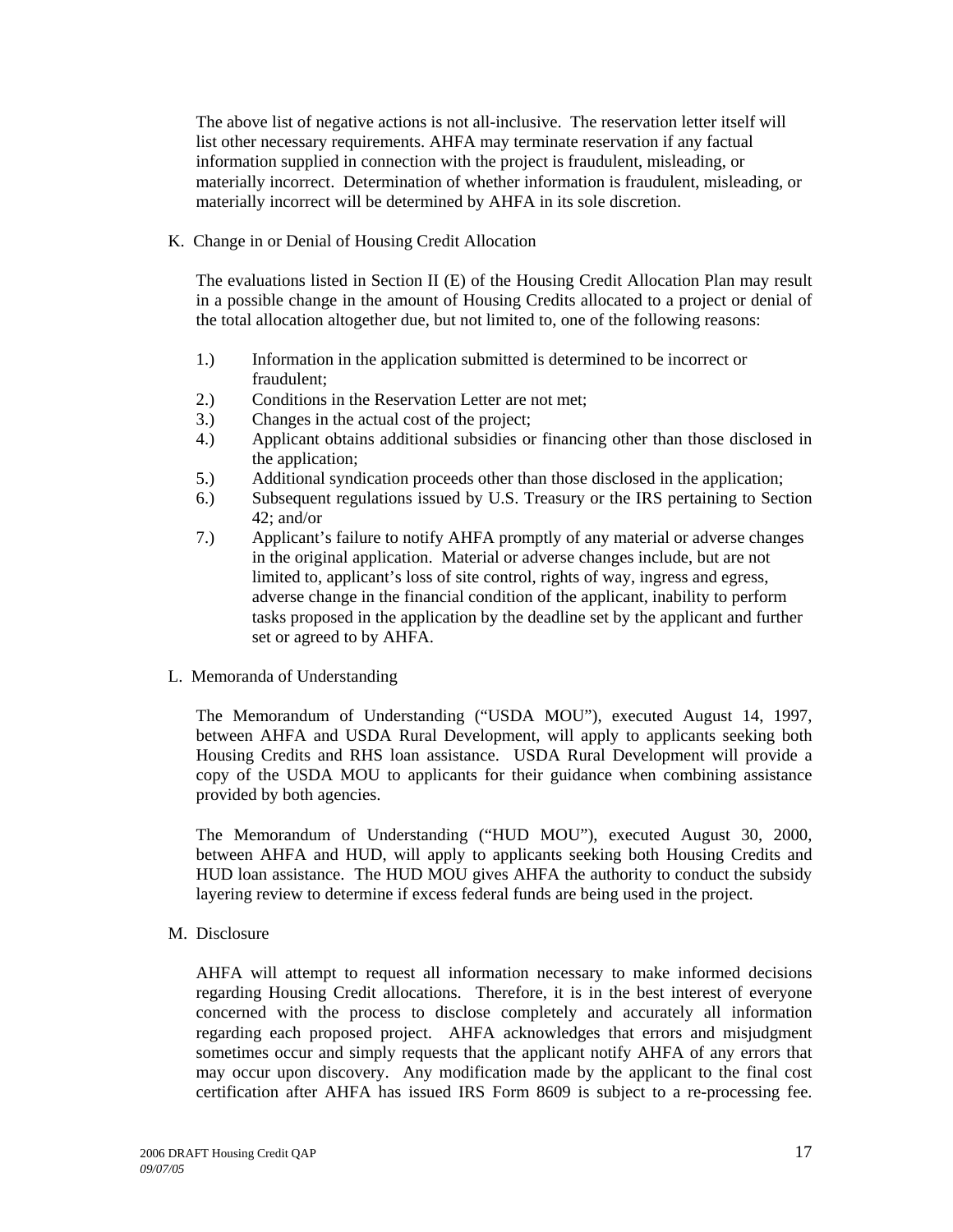The above list of negative actions is not all-inclusive. The reservation letter itself will list other necessary requirements. AHFA may terminate reservation if any factual information supplied in connection with the project is fraudulent, misleading, or materially incorrect. Determination of whether information is fraudulent, misleading, or materially incorrect will be determined by AHFA in its sole discretion.

## K. Change in or Denial of Housing Credit Allocation

The evaluations listed in Section II (E) of the Housing Credit Allocation Plan may result in a possible change in the amount of Housing Credits allocated to a project or denial of the total allocation altogether due, but not limited to, one of the following reasons:

1.) Information in the application submitted is determined to be incorrect or fraudulent;
2.) Conditions in the Reservation Letter are not met;
3.) Changes in the actual cost of the project;
4.) Applicant obtains additional subsidies or financing other than those disclosed in the application;
5.) Additional syndication proceeds other than those disclosed in the application;
6.) Subsequent regulations issued by U.S. Treasury or the IRS pertaining to Section 42; and/or
7.) Applicant's failure to notify AHFA promptly of any material or adverse changes in the original application. Material or adverse changes include, but are not limited to, applicant's loss of site control, rights of way, ingress and egress, adverse change in the financial condition of the applicant, inability to perform tasks proposed in the application by the deadline set by the applicant and further set or agreed to by AHFA.

## L. Memoranda of Understanding

The Memorandum of Understanding ("USDA MOU"), executed August 14, 1997, between AHFA and USDA Rural Development, will apply to applicants seeking both Housing Credits and RHS loan assistance. USDA Rural Development will provide a copy of the USDA MOU to applicants for their guidance when combining assistance provided by both agencies.

The Memorandum of Understanding ("HUD MOU"), executed August 30, 2000, between AHFA and HUD, will apply to applicants seeking both Housing Credits and HUD loan assistance. The HUD MOU gives AHFA the authority to conduct the subsidy layering review to determine if excess federal funds are being used in the project.

## M. Disclosure

AHFA will attempt to request all information necessary to make informed decisions regarding Housing Credit allocations. Therefore, it is in the best interest of everyone concerned with the process to disclose completely and accurately all information regarding each proposed project. AHFA acknowledges that errors and misjudgment sometimes occur and simply requests that the applicant notify AHFA of any errors that may occur upon discovery. Any modification made by the applicant to the final cost certification after AHFA has issued IRS Form 8609 is subject to a re-processing fee.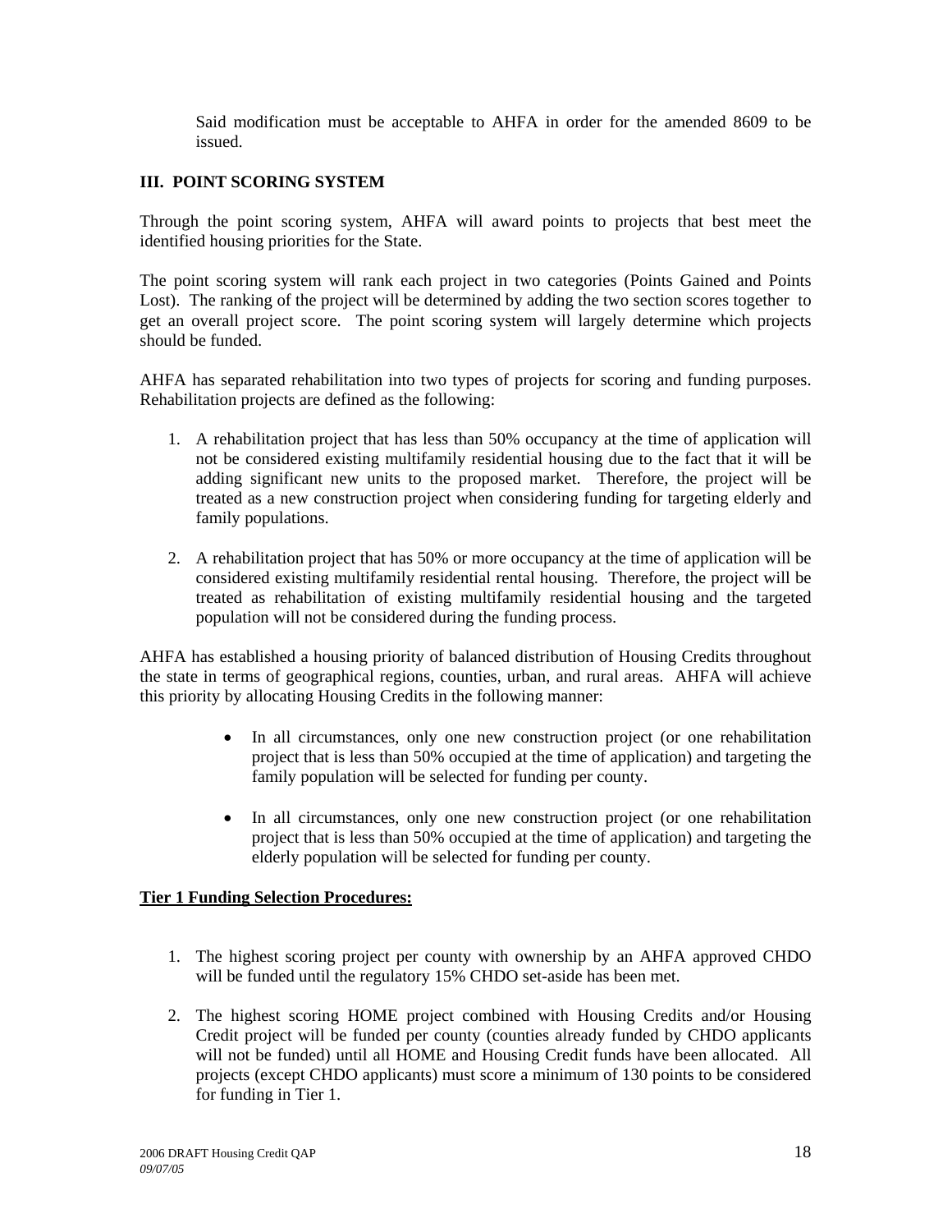Said modification must be acceptable to AHFA in order for the amended 8609 to be issued.

## III. POINT SCORING SYSTEM

Through the point scoring system, AHFA will award points to projects that best meet the identified housing priorities for the State.

The point scoring system will rank each project in two categories (Points Gained and Points Lost). The ranking of the project will be determined by adding the two section scores together to get an overall project score. The point scoring system will largely determine which projects should be funded.

AHFA has separated rehabilitation into two types of projects for scoring and funding purposes. Rehabilitation projects are defined as the following:

1. A rehabilitation project that has less than 50% occupancy at the time of application will not be considered existing multifamily residential housing due to the fact that it will be adding significant new units to the proposed market. Therefore, the project will be treated as a new construction project when considering funding for targeting elderly and family populations.

2. A rehabilitation project that has 50% or more occupancy at the time of application will be considered existing multifamily residential rental housing. Therefore, the project will be treated as rehabilitation of existing multifamily residential housing and the targeted population will not be considered during the funding process.

AHFA has established a housing priority of balanced distribution of Housing Credits throughout the state in terms of geographical regions, counties, urban, and rural areas. AHFA will achieve this priority by allocating Housing Credits in the following manner:

- In all circumstances, only one new construction project (or one rehabilitation project that is less than 50% occupied at the time of application) and targeting the family population will be selected for funding per county.

- In all circumstances, only one new construction project (or one rehabilitation project that is less than 50% occupied at the time of application) and targeting the elderly population will be selected for funding per county.

**Tier 1 Funding Selection Procedures:**

1. The highest scoring project per county with ownership by an AHFA approved CHDO will be funded until the regulatory 15% CHDO set-aside has been met.

2. The highest scoring HOME project combined with Housing Credits and/or Housing Credit project will be funded per county (counties already funded by CHDO applicants will not be funded) until all HOME and Housing Credit funds have been allocated. All projects (except CHDO applicants) must score a minimum of 130 points to be considered for funding in Tier 1.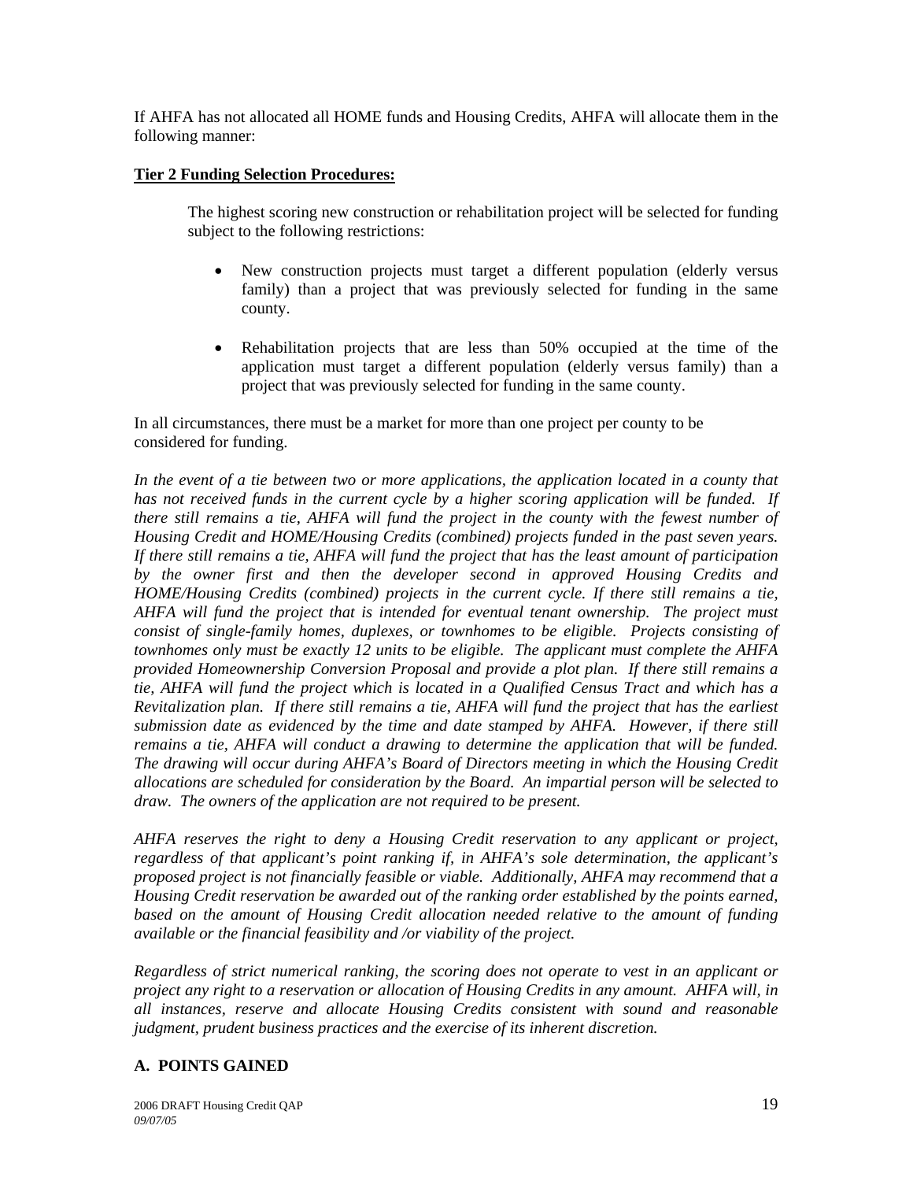If AHFA has not allocated all HOME funds and Housing Credits, AHFA will allocate them in the following manner:

**Tier 2 Funding Selection Procedures:**

The highest scoring new construction or rehabilitation project will be selected for funding subject to the following restrictions:

- New construction projects must target a different population (elderly versus family) than a project that was previously selected for funding in the same county.
- Rehabilitation projects that are less than 50% occupied at the time of the application must target a different population (elderly versus family) than a project that was previously selected for funding in the same county.

In all circumstances, there must be a market for more than one project per county to be considered for funding.

*In the event of a tie between two or more applications, the application located in a county that has not received funds in the current cycle by a higher scoring application will be funded. If there still remains a tie, AHFA will fund the project in the county with the fewest number of Housing Credit and HOME/Housing Credits (combined) projects funded in the past seven years. If there still remains a tie, AHFA will fund the project that has the least amount of participation by the owner first and then the developer second in approved Housing Credits and HOME/Housing Credits (combined) projects in the current cycle. If there still remains a tie, AHFA will fund the project that is intended for eventual tenant ownership. The project must consist of single-family homes, duplexes, or townhomes to be eligible. Projects consisting of townhomes only must be exactly 12 units to be eligible. The applicant must complete the AHFA provided Homeownership Conversion Proposal and provide a plot plan. If there still remains a tie, AHFA will fund the project which is located in a Qualified Census Tract and which has a Revitalization plan. If there still remains a tie, AHFA will fund the project that has the earliest submission date as evidenced by the time and date stamped by AHFA. However, if there still remains a tie, AHFA will conduct a drawing to determine the application that will be funded. The drawing will occur during AHFA's Board of Directors meeting in which the Housing Credit allocations are scheduled for consideration by the Board. An impartial person will be selected to draw. The owners of the application are not required to be present.*

*AHFA reserves the right to deny a Housing Credit reservation to any applicant or project, regardless of that applicant's point ranking if, in AHFA's sole determination, the applicant's proposed project is not financially feasible or viable. Additionally, AHFA may recommend that a Housing Credit reservation be awarded out of the ranking order established by the points earned, based on the amount of Housing Credit allocation needed relative to the amount of funding available or the financial feasibility and /or viability of the project.*

*Regardless of strict numerical ranking, the scoring does not operate to vest in an applicant or project any right to a reservation or allocation of Housing Credits in any amount. AHFA will, in all instances, reserve and allocate Housing Credits consistent with sound and reasonable judgment, prudent business practices and the exercise of its inherent discretion.*

### A. POINTS GAINED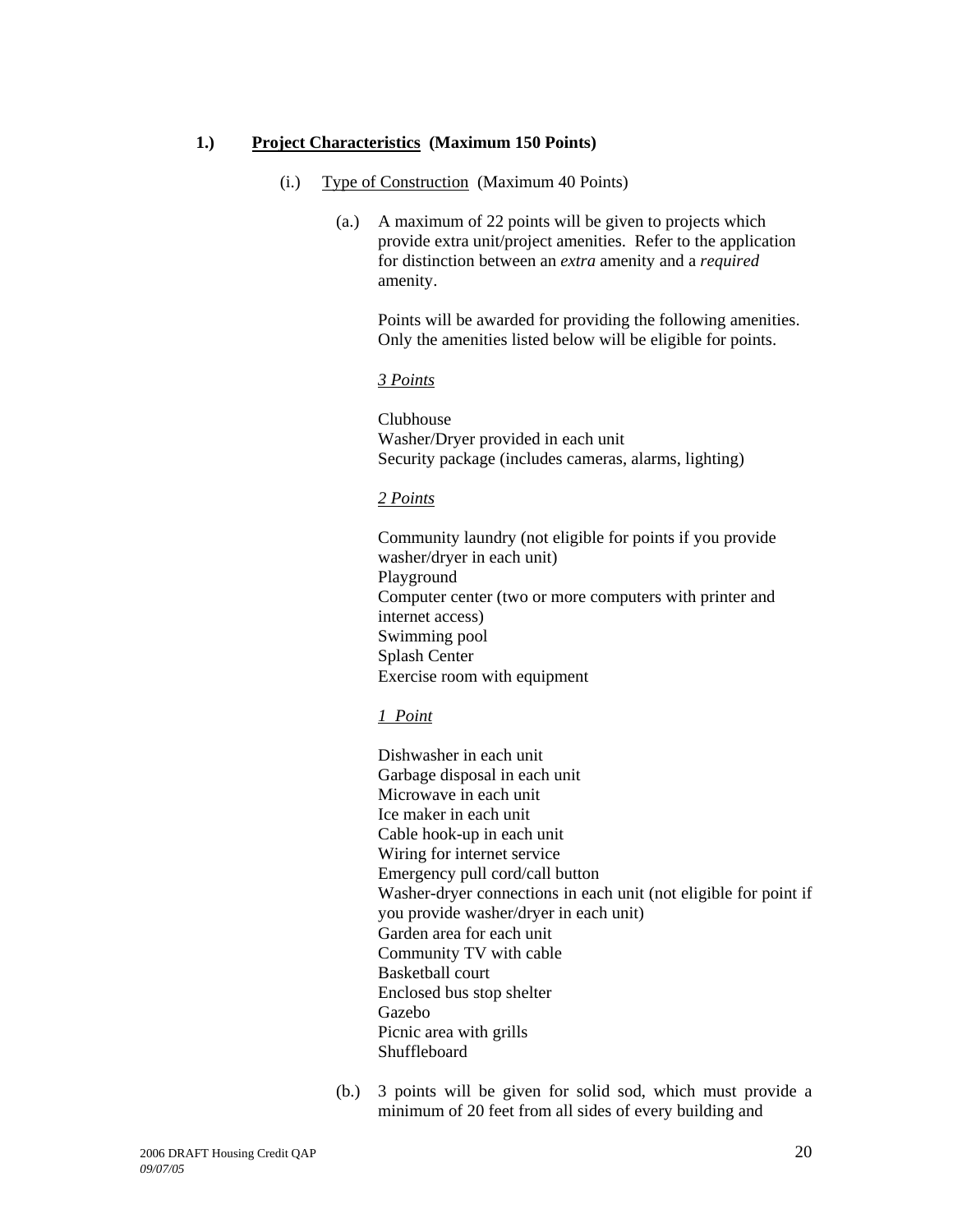**1.) <u>Project Characteristics</u> (Maximum 150 Points)**

(i.) <u>Type of Construction</u> (Maximum 40 Points)

(a.) A maximum of 22 points will be given to projects which provide extra unit/project amenities. Refer to the application for distinction between an *extra* amenity and a *required* amenity.

Points will be awarded for providing the following amenities. Only the amenities listed below will be eligible for points.

*<u>3 Points</u>*

Clubhouse
Washer/Dryer provided in each unit
Security package (includes cameras, alarms, lighting)

*<u>2 Points</u>*

Community laundry (not eligible for points if you provide washer/dryer in each unit)
Playground
Computer center (two or more computers with printer and internet access)
Swimming pool
Splash Center
Exercise room with equipment

*<u>1 Point</u>*

Dishwasher in each unit
Garbage disposal in each unit
Microwave in each unit
Ice maker in each unit
Cable hook-up in each unit
Wiring for internet service
Emergency pull cord/call button
Washer-dryer connections in each unit (not eligible for point if you provide washer/dryer in each unit)
Garden area for each unit
Community TV with cable
Basketball court
Enclosed bus stop shelter
Gazebo
Picnic area with grills
Shuffleboard

(b.) 3 points will be given for solid sod, which must provide a minimum of 20 feet from all sides of every building and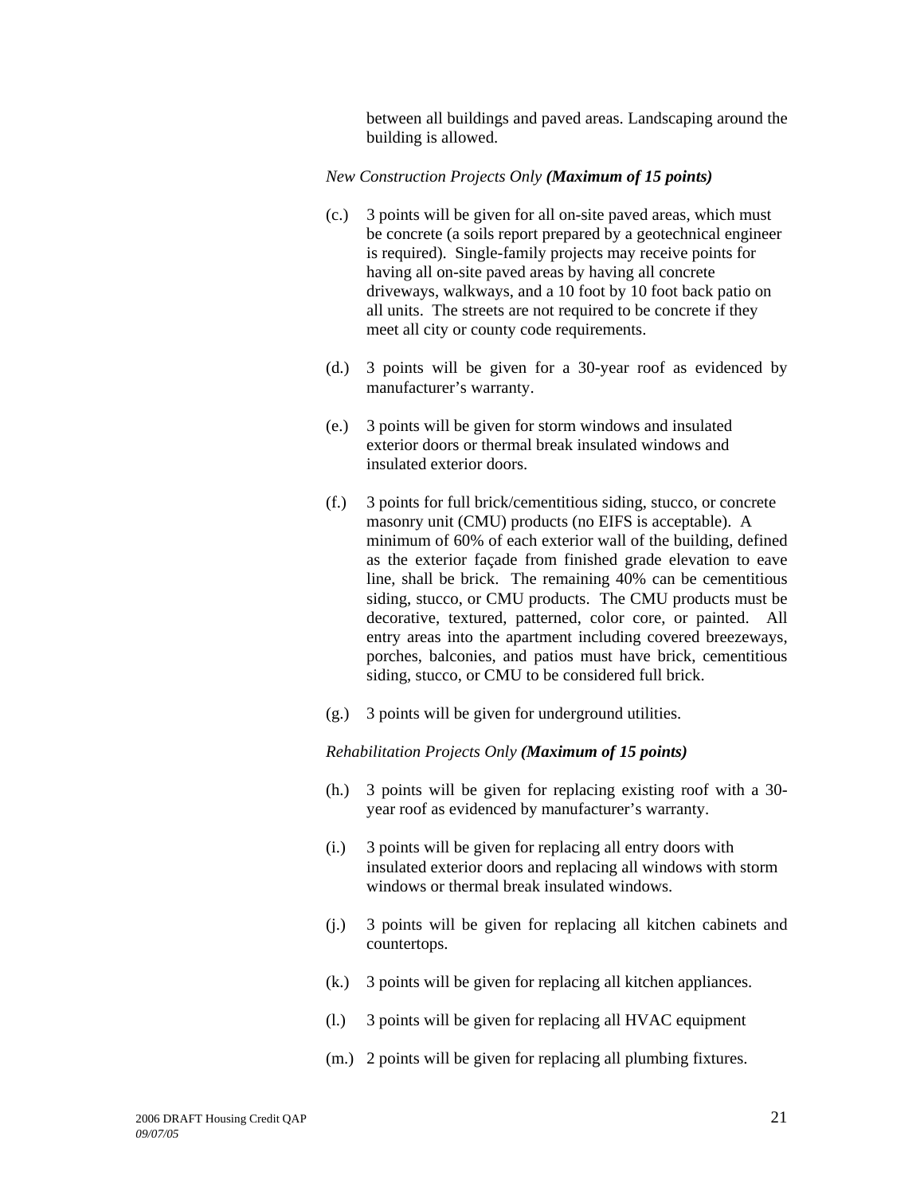between all buildings and paved areas. Landscaping around the building is allowed.

*New Construction Projects Only* ***(Maximum of 15 points)***

(c.) 3 points will be given for all on-site paved areas, which must be concrete (a soils report prepared by a geotechnical engineer is required). Single-family projects may receive points for having all on-site paved areas by having all concrete driveways, walkways, and a 10 foot by 10 foot back patio on all units. The streets are not required to be concrete if they meet all city or county code requirements.

(d.) 3 points will be given for a 30-year roof as evidenced by manufacturer's warranty.

(e.) 3 points will be given for storm windows and insulated exterior doors or thermal break insulated windows and insulated exterior doors.

(f.) 3 points for full brick/cementitious siding, stucco, or concrete masonry unit (CMU) products (no EIFS is acceptable). A minimum of 60% of each exterior wall of the building, defined as the exterior façade from finished grade elevation to eave line, shall be brick. The remaining 40% can be cementitious siding, stucco, or CMU products. The CMU products must be decorative, textured, patterned, color core, or painted. All entry areas into the apartment including covered breezeways, porches, balconies, and patios must have brick, cementitious siding, stucco, or CMU to be considered full brick.

(g.) 3 points will be given for underground utilities.

*Rehabilitation Projects Only* ***(Maximum of 15 points)***

(h.) 3 points will be given for replacing existing roof with a 30-year roof as evidenced by manufacturer's warranty.

(i.) 3 points will be given for replacing all entry doors with insulated exterior doors and replacing all windows with storm windows or thermal break insulated windows.

(j.) 3 points will be given for replacing all kitchen cabinets and countertops.

(k.) 3 points will be given for replacing all kitchen appliances.

(l.) 3 points will be given for replacing all HVAC equipment

(m.) 2 points will be given for replacing all plumbing fixtures.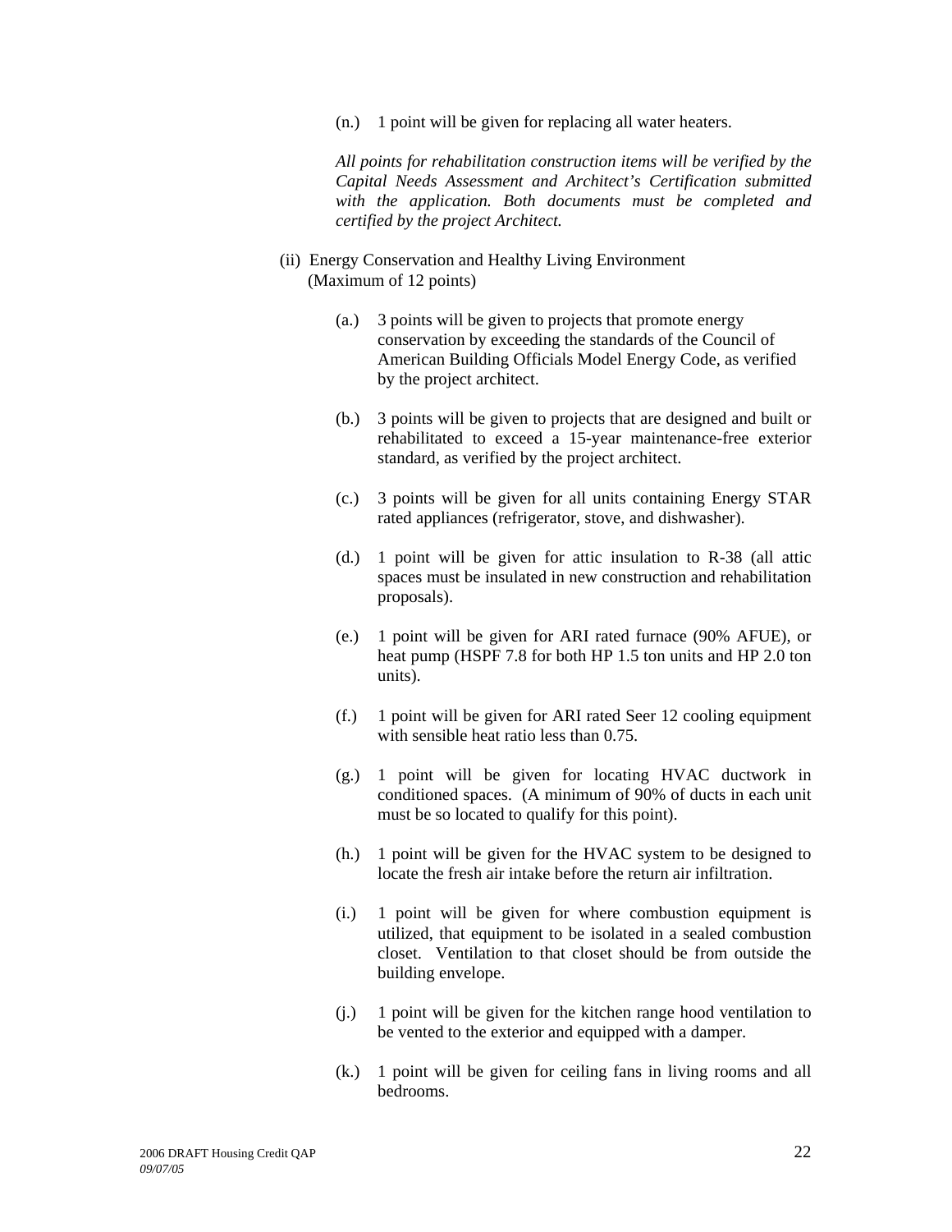(n.) 1 point will be given for replacing all water heaters.

*All points for rehabilitation construction items will be verified by the Capital Needs Assessment and Architect's Certification submitted with the application. Both documents must be completed and certified by the project Architect.*

(ii) Energy Conservation and Healthy Living Environment (Maximum of 12 points)

(a.) 3 points will be given to projects that promote energy conservation by exceeding the standards of the Council of American Building Officials Model Energy Code, as verified by the project architect.

(b.) 3 points will be given to projects that are designed and built or rehabilitated to exceed a 15-year maintenance-free exterior standard, as verified by the project architect.

(c.) 3 points will be given for all units containing Energy STAR rated appliances (refrigerator, stove, and dishwasher).

(d.) 1 point will be given for attic insulation to R-38 (all attic spaces must be insulated in new construction and rehabilitation proposals).

(e.) 1 point will be given for ARI rated furnace (90% AFUE), or heat pump (HSPF 7.8 for both HP 1.5 ton units and HP 2.0 ton units).

(f.) 1 point will be given for ARI rated Seer 12 cooling equipment with sensible heat ratio less than 0.75.

(g.) 1 point will be given for locating HVAC ductwork in conditioned spaces. (A minimum of 90% of ducts in each unit must be so located to qualify for this point).

(h.) 1 point will be given for the HVAC system to be designed to locate the fresh air intake before the return air infiltration.

(i.) 1 point will be given for where combustion equipment is utilized, that equipment to be isolated in a sealed combustion closet. Ventilation to that closet should be from outside the building envelope.

(j.) 1 point will be given for the kitchen range hood ventilation to be vented to the exterior and equipped with a damper.

(k.) 1 point will be given for ceiling fans in living rooms and all bedrooms.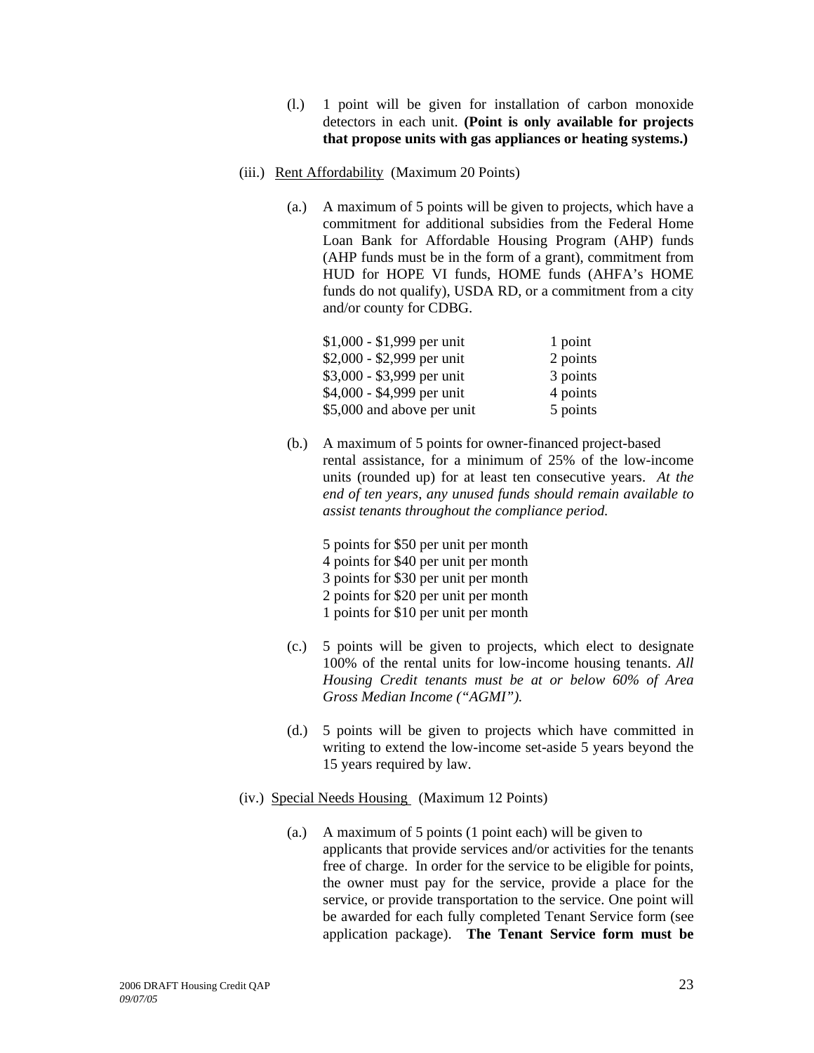(l.) 1 point will be given for installation of carbon monoxide detectors in each unit. **(Point is only available for projects that propose units with gas appliances or heating systems.)**

(iii.) Rent Affordability (Maximum 20 Points)

(a.) A maximum of 5 points will be given to projects, which have a commitment for additional subsidies from the Federal Home Loan Bank for Affordable Housing Program (AHP) funds (AHP funds must be in the form of a grant), commitment from HUD for HOPE VI funds, HOME funds (AHFA's HOME funds do not qualify), USDA RD, or a commitment from a city and/or county for CDBG.

| | |
|---|---|
| $1,000 - $1,999 per unit | 1 point |
| $2,000 - $2,999 per unit | 2 points |
| $3,000 - $3,999 per unit | 3 points |
| $4,000 - $4,999 per unit | 4 points |
| $5,000 and above per unit | 5 points |

(b.) A maximum of 5 points for owner-financed project-based rental assistance, for a minimum of 25% of the low-income units (rounded up) for at least ten consecutive years. *At the end of ten years, any unused funds should remain available to assist tenants throughout the compliance period.*

5 points for $50 per unit per month
4 points for $40 per unit per month
3 points for $30 per unit per month
2 points for $20 per unit per month
1 points for $10 per unit per month

(c.) 5 points will be given to projects, which elect to designate 100% of the rental units for low-income housing tenants. *All Housing Credit tenants must be at or below 60% of Area Gross Median Income ("AGMI").*

(d.) 5 points will be given to projects which have committed in writing to extend the low-income set-aside 5 years beyond the 15 years required by law.

(iv.) Special Needs Housing (Maximum 12 Points)

(a.) A maximum of 5 points (1 point each) will be given to applicants that provide services and/or activities for the tenants free of charge. In order for the service to be eligible for points, the owner must pay for the service, provide a place for the service, or provide transportation to the service. One point will be awarded for each fully completed Tenant Service form (see application package). **The Tenant Service form must be**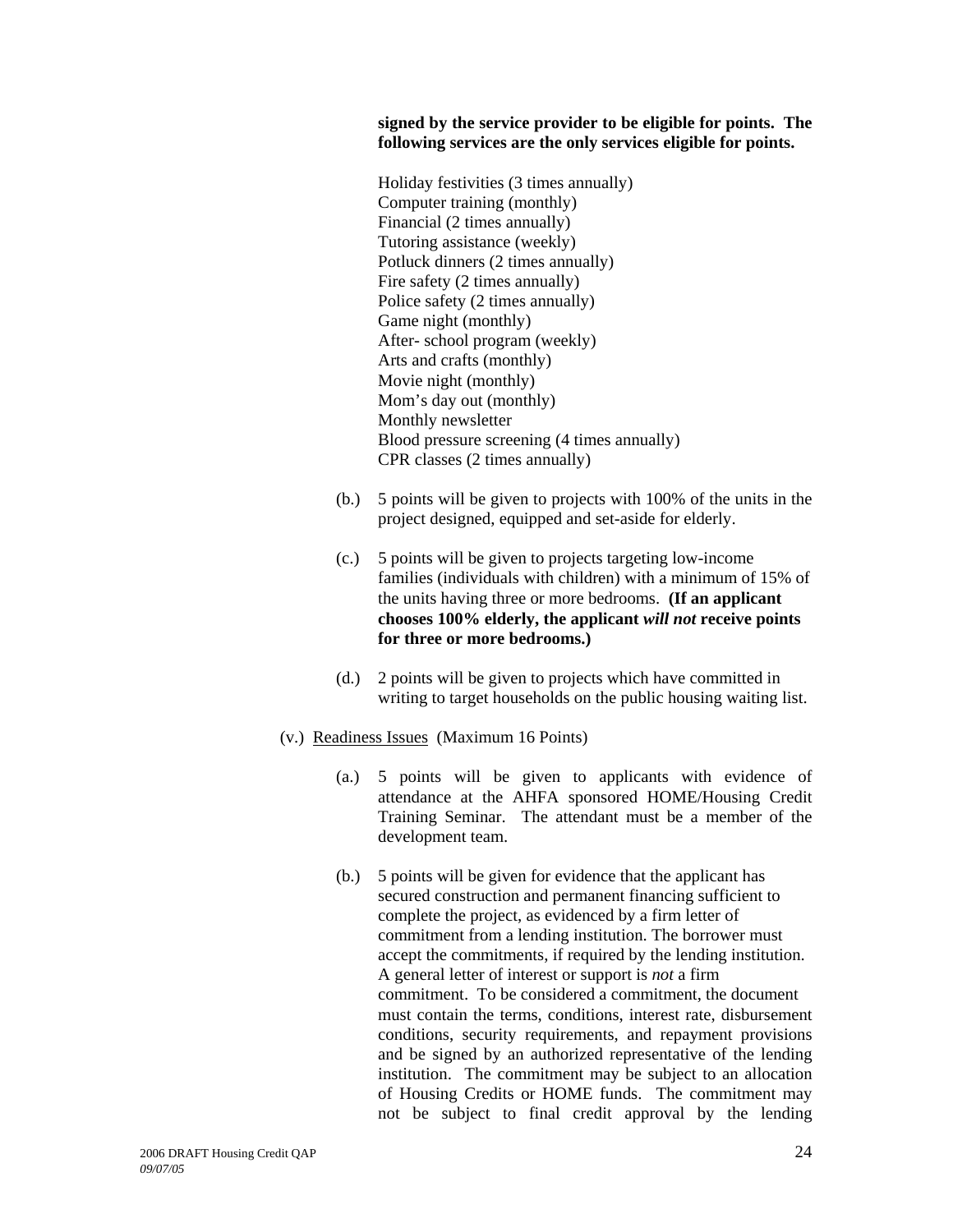**signed by the service provider to be eligible for points. The following services are the only services eligible for points.**

Holiday festivities (3 times annually)
Computer training (monthly)
Financial (2 times annually)
Tutoring assistance (weekly)
Potluck dinners (2 times annually)
Fire safety (2 times annually)
Police safety (2 times annually)
Game night (monthly)
After- school program (weekly)
Arts and crafts (monthly)
Movie night (monthly)
Mom's day out (monthly)
Monthly newsletter
Blood pressure screening (4 times annually)
CPR classes (2 times annually)

(b.) 5 points will be given to projects with 100% of the units in the project designed, equipped and set-aside for elderly.

(c.) 5 points will be given to projects targeting low-income families (individuals with children) with a minimum of 15% of the units having three or more bedrooms. **(If an applicant chooses 100% elderly, the applicant *will not* receive points for three or more bedrooms.)**

(d.) 2 points will be given to projects which have committed in writing to target households on the public housing waiting list.

(v.) Readiness Issues (Maximum 16 Points)

(a.) 5 points will be given to applicants with evidence of attendance at the AHFA sponsored HOME/Housing Credit Training Seminar. The attendant must be a member of the development team.

(b.) 5 points will be given for evidence that the applicant has secured construction and permanent financing sufficient to complete the project, as evidenced by a firm letter of commitment from a lending institution. The borrower must accept the commitments, if required by the lending institution. A general letter of interest or support is *not* a firm commitment. To be considered a commitment, the document must contain the terms, conditions, interest rate, disbursement conditions, security requirements, and repayment provisions and be signed by an authorized representative of the lending institution. The commitment may be subject to an allocation of Housing Credits or HOME funds. The commitment may not be subject to final credit approval by the lending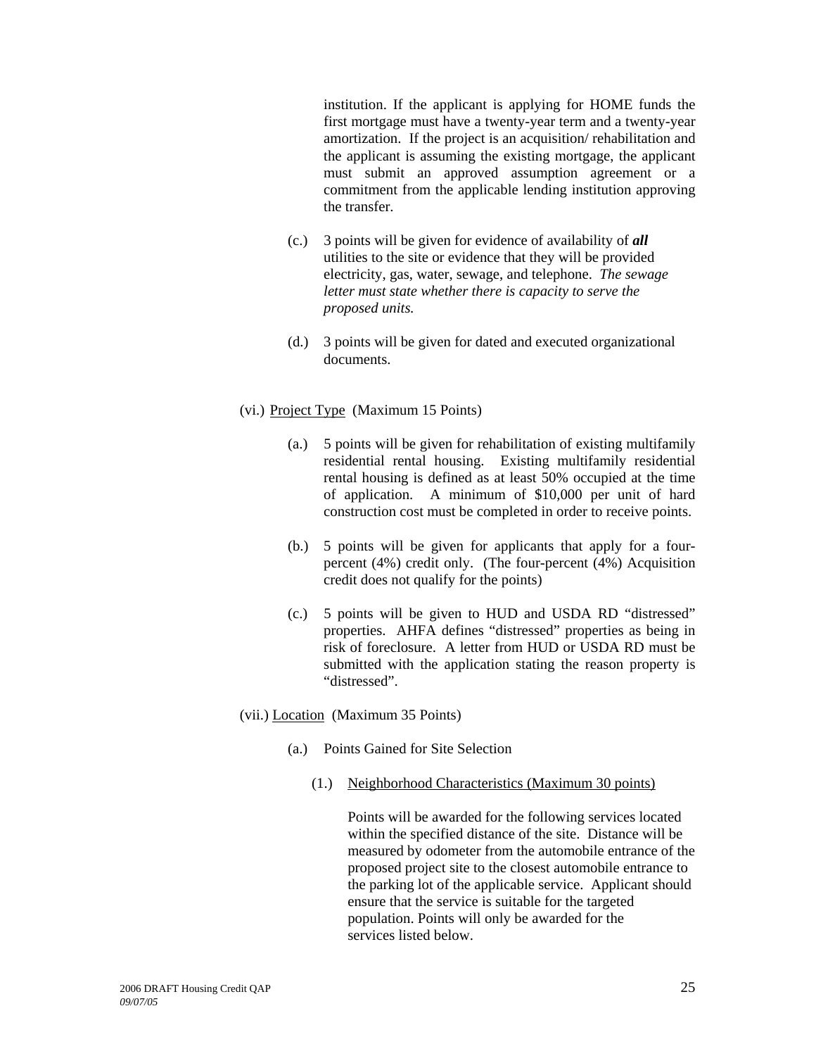institution. If the applicant is applying for HOME funds the first mortgage must have a twenty-year term and a twenty-year amortization. If the project is an acquisition/ rehabilitation and the applicant is assuming the existing mortgage, the applicant must submit an approved assumption agreement or a commitment from the applicable lending institution approving the transfer.

(c.) 3 points will be given for evidence of availability of ***all*** utilities to the site or evidence that they will be provided electricity, gas, water, sewage, and telephone. *The sewage letter must state whether there is capacity to serve the proposed units.*

(d.) 3 points will be given for dated and executed organizational documents.

(vi.) Project Type (Maximum 15 Points)

(a.) 5 points will be given for rehabilitation of existing multifamily residential rental housing. Existing multifamily residential rental housing is defined as at least 50% occupied at the time of application. A minimum of $10,000 per unit of hard construction cost must be completed in order to receive points.

(b.) 5 points will be given for applicants that apply for a four-percent (4%) credit only. (The four-percent (4%) Acquisition credit does not qualify for the points)

(c.) 5 points will be given to HUD and USDA RD "distressed" properties. AHFA defines "distressed" properties as being in risk of foreclosure. A letter from HUD or USDA RD must be submitted with the application stating the reason property is "distressed".

(vii.) Location (Maximum 35 Points)

(a.) Points Gained for Site Selection

(1.) Neighborhood Characteristics (Maximum 30 points)

Points will be awarded for the following services located within the specified distance of the site. Distance will be measured by odometer from the automobile entrance of the proposed project site to the closest automobile entrance to the parking lot of the applicable service. Applicant should ensure that the service is suitable for the targeted population. Points will only be awarded for the services listed below.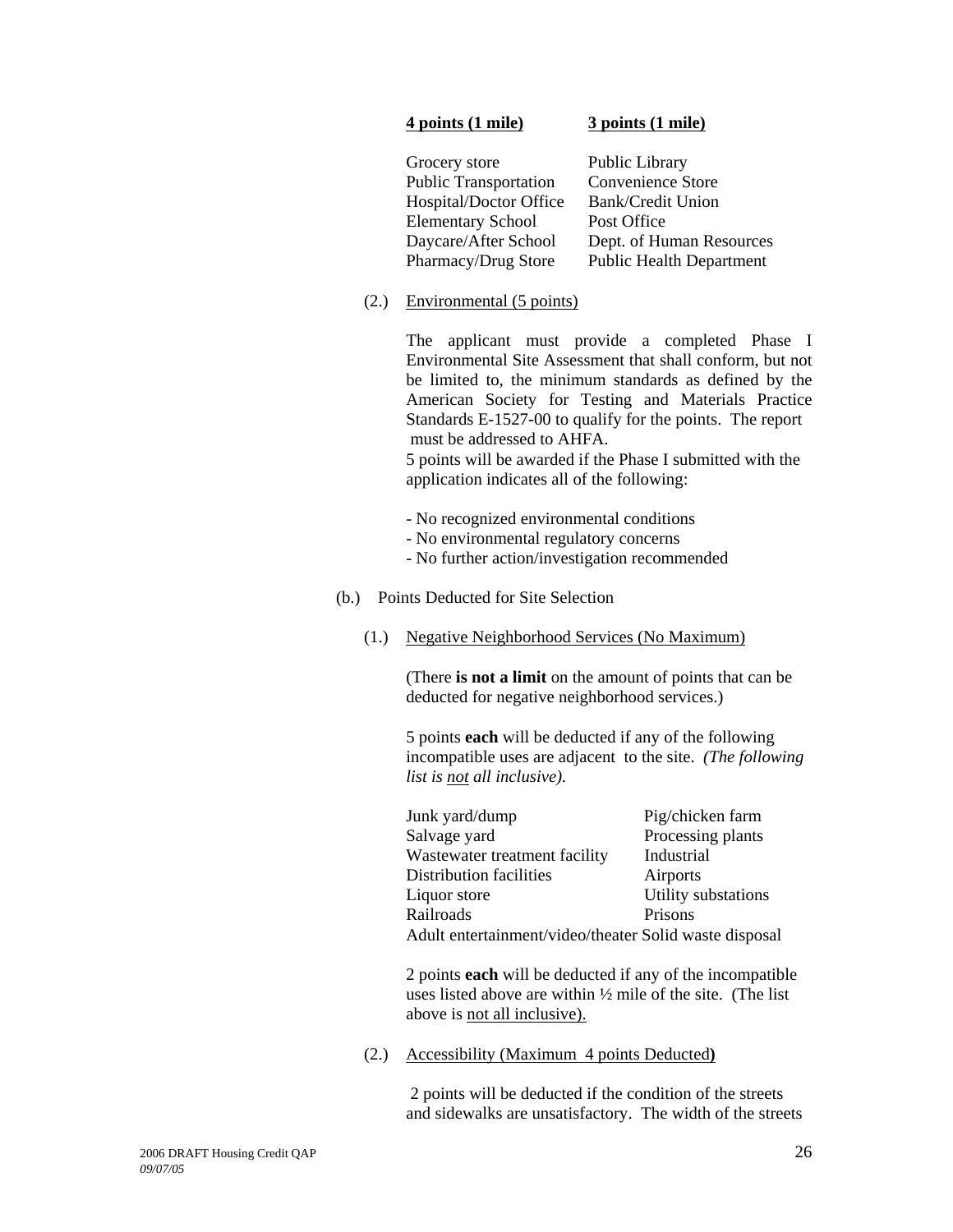| **4 points (1 mile)** | **3 points (1 mile)** |
|---|---|
| Grocery store | Public Library |
| Public Transportation | Convenience Store |
| Hospital/Doctor Office | Bank/Credit Union |
| Elementary School | Post Office |
| Daycare/After School | Dept. of Human Resources |
| Pharmacy/Drug Store | Public Health Department |

(2.) Environmental (5 points)

The applicant must provide a completed Phase I Environmental Site Assessment that shall conform, but not be limited to, the minimum standards as defined by the American Society for Testing and Materials Practice Standards E-1527-00 to qualify for the points. The report must be addressed to AHFA.
5 points will be awarded if the Phase I submitted with the application indicates all of the following:

- No recognized environmental conditions
- No environmental regulatory concerns
- No further action/investigation recommended

(b.) Points Deducted for Site Selection

(1.) Negative Neighborhood Services (No Maximum)

(There **is not a limit** on the amount of points that can be deducted for negative neighborhood services.)

5 points **each** will be deducted if any of the following incompatible uses are adjacent to the site. *(The following list is not all inclusive).*

| | |
|---|---|
| Junk yard/dump | Pig/chicken farm |
| Salvage yard | Processing plants |
| Wastewater treatment facility | Industrial |
| Distribution facilities | Airports |
| Liquor store | Utility substations |
| Railroads | Prisons |
| Adult entertainment/video/theater | Solid waste disposal |

2 points **each** will be deducted if any of the incompatible uses listed above are within ½ mile of the site. (The list above is not all inclusive).

(2.) Accessibility (Maximum 4 points Deducted**)**

2 points will be deducted if the condition of the streets and sidewalks are unsatisfactory. The width of the streets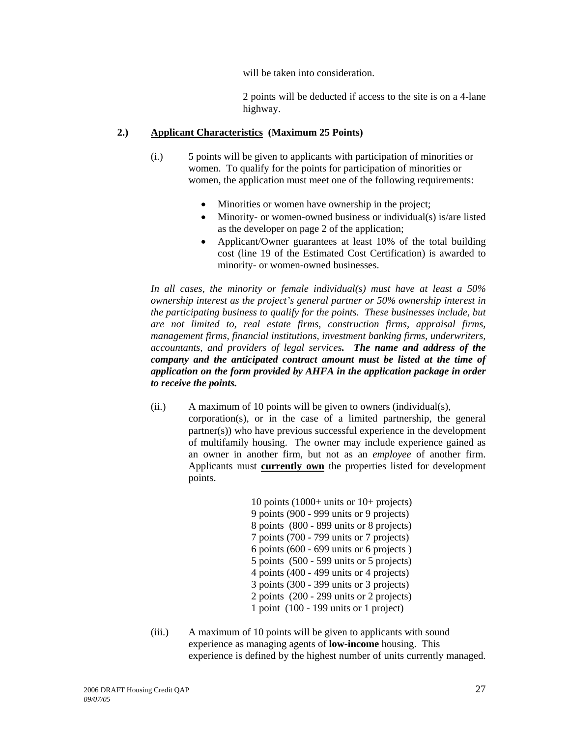will be taken into consideration.

2 points will be deducted if access to the site is on a 4-lane highway.

## 2.) Applicant Characteristics (Maximum 25 Points)

(i.) 5 points will be given to applicants with participation of minorities or women. To qualify for the points for participation of minorities or women, the application must meet one of the following requirements:

- Minorities or women have ownership in the project;
- Minority- or women-owned business or individual(s) is/are listed as the developer on page 2 of the application;
- Applicant/Owner guarantees at least 10% of the total building cost (line 19 of the Estimated Cost Certification) is awarded to minority- or women-owned businesses.

*In all cases, the minority or female individual(s) must have at least a 50% ownership interest as the project's general partner or 50% ownership interest in the participating business to qualify for the points. These businesses include, but are not limited to, real estate firms, construction firms, appraisal firms, management firms, financial institutions, investment banking firms, underwriters, accountants, and providers of legal services.* ***The name and address of the company and the anticipated contract amount must be listed at the time of application on the form provided by AHFA in the application package in order to receive the points.***

(ii.) A maximum of 10 points will be given to owners (individual(s), corporation(s), or in the case of a limited partnership, the general partner(s)) who have previous successful experience in the development of multifamily housing. The owner may include experience gained as an owner in another firm, but not as an *employee* of another firm. Applicants must **currently own** the properties listed for development points.

10 points (1000+ units or 10+ projects)
9 points (900 - 999 units or 9 projects)
8 points (800 - 899 units or 8 projects)
7 points (700 - 799 units or 7 projects)
6 points (600 - 699 units or 6 projects )
5 points (500 - 599 units or 5 projects)
4 points (400 - 499 units or 4 projects)
3 points (300 - 399 units or 3 projects)
2 points (200 - 299 units or 2 projects)
1 point (100 - 199 units or 1 project)

(iii.) A maximum of 10 points will be given to applicants with sound experience as managing agents of **low-income** housing. This experience is defined by the highest number of units currently managed.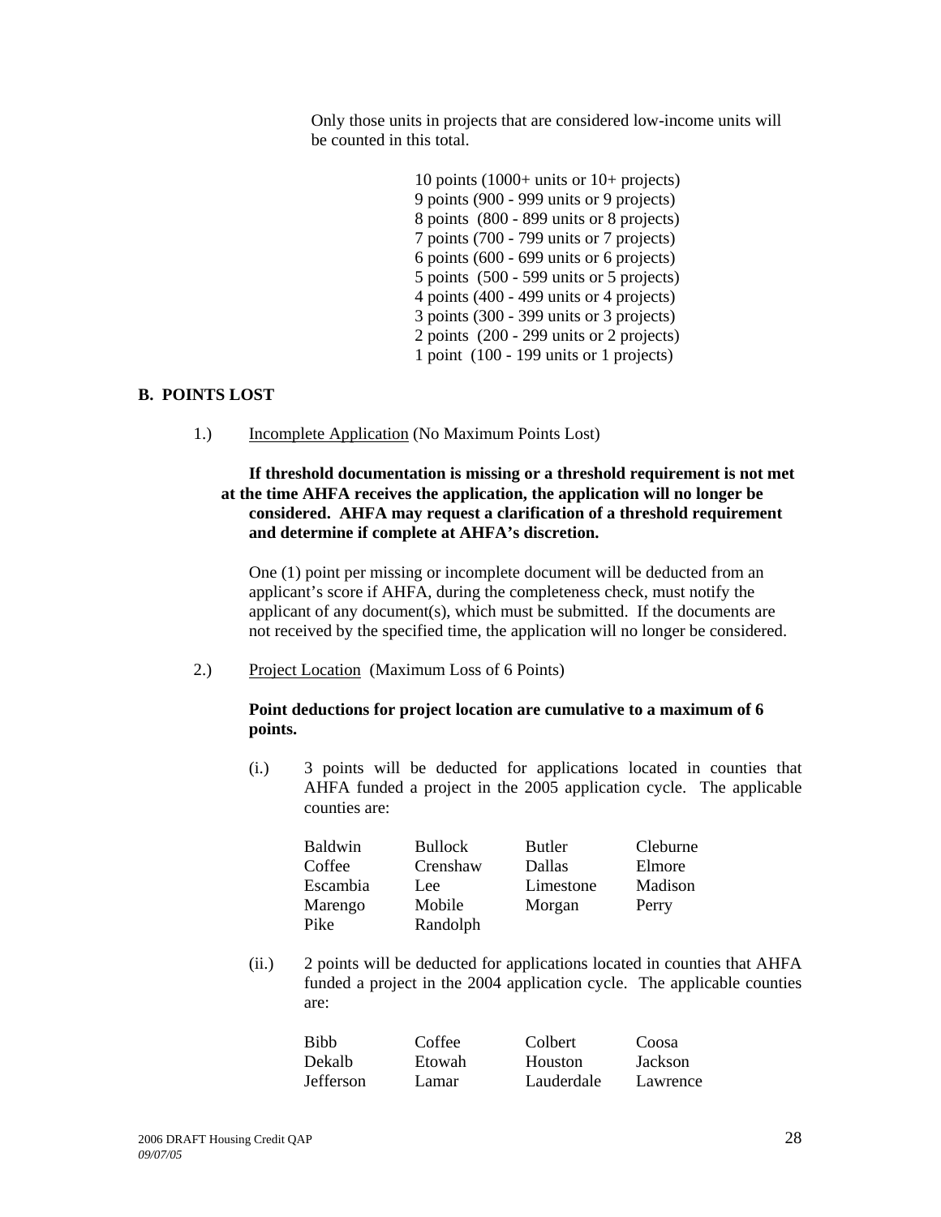Only those units in projects that are considered low-income units will be counted in this total.

10 points (1000+ units or 10+ projects)
9 points (900 - 999 units or 9 projects)
8 points (800 - 899 units or 8 projects)
7 points (700 - 799 units or 7 projects)
6 points (600 - 699 units or 6 projects)
5 points (500 - 599 units or 5 projects)
4 points (400 - 499 units or 4 projects)
3 points (300 - 399 units or 3 projects)
2 points (200 - 299 units or 2 projects)
1 point (100 - 199 units or 1 projects)

## B. POINTS LOST

1.) Incomplete Application (No Maximum Points Lost)

**If threshold documentation is missing or a threshold requirement is not met at the time AHFA receives the application, the application will no longer be considered. AHFA may request a clarification of a threshold requirement and determine if complete at AHFA's discretion.**

One (1) point per missing or incomplete document will be deducted from an applicant's score if AHFA, during the completeness check, must notify the applicant of any document(s), which must be submitted. If the documents are not received by the specified time, the application will no longer be considered.

2.) Project Location (Maximum Loss of 6 Points)

**Point deductions for project location are cumulative to a maximum of 6 points.**

(i.) 3 points will be deducted for applications located in counties that AHFA funded a project in the 2005 application cycle. The applicable counties are:

| | | | |
|---|---|---|---|
| Baldwin | Bullock | Butler | Cleburne |
| Coffee | Crenshaw | Dallas | Elmore |
| Escambia | Lee | Limestone | Madison |
| Marengo | Mobile | Morgan | Perry |
| Pike | Randolph | | |

(ii.) 2 points will be deducted for applications located in counties that AHFA funded a project in the 2004 application cycle. The applicable counties are:

| | | | |
|---|---|---|---|
| Bibb | Coffee | Colbert | Coosa |
| Dekalb | Etowah | Houston | Jackson |
| Jefferson | Lamar | Lauderdale | Lawrence |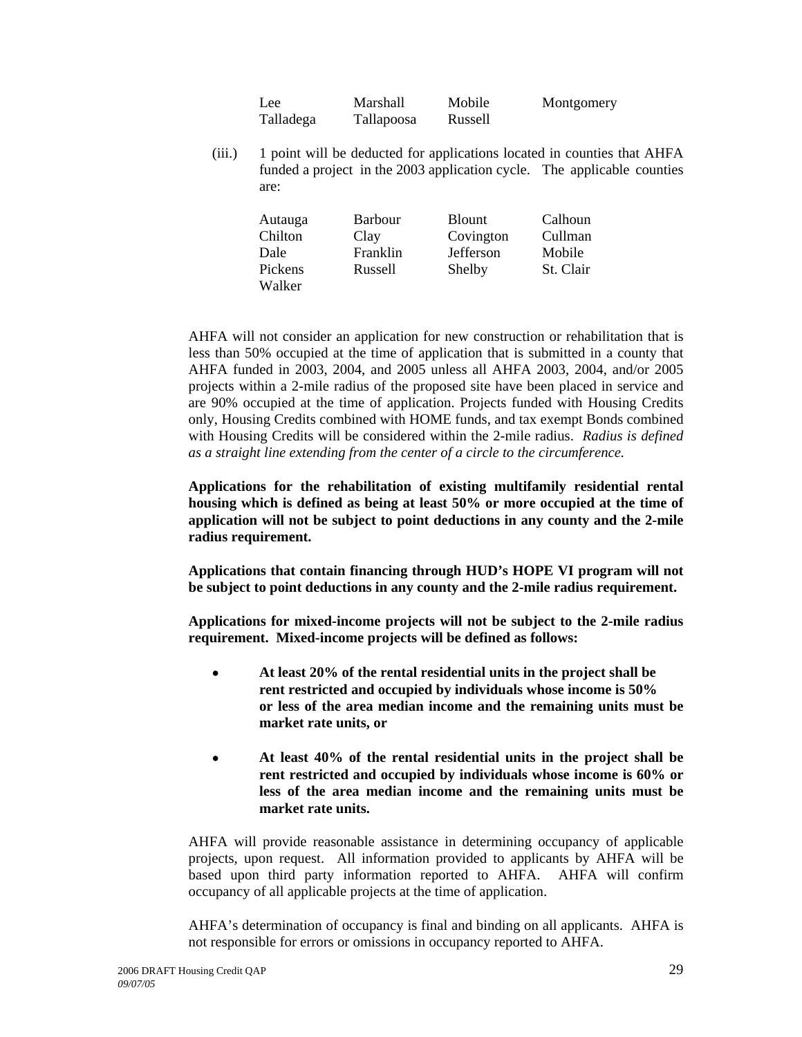| | | | |
|---|---|---|---|
| Lee | Marshall | Mobile | Montgomery |
| Talladega | Tallapoosa | Russell | |

(iii.) 1 point will be deducted for applications located in counties that AHFA funded a project in the 2003 application cycle. The applicable counties are:

| | | | |
|---|---|---|---|
| Autauga | Barbour | Blount | Calhoun |
| Chilton | Clay | Covington | Cullman |
| Dale | Franklin | Jefferson | Mobile |
| Pickens | Russell | Shelby | St. Clair |
| Walker | | | |

AHFA will not consider an application for new construction or rehabilitation that is less than 50% occupied at the time of application that is submitted in a county that AHFA funded in 2003, 2004, and 2005 unless all AHFA 2003, 2004, and/or 2005 projects within a 2-mile radius of the proposed site have been placed in service and are 90% occupied at the time of application. Projects funded with Housing Credits only, Housing Credits combined with HOME funds, and tax exempt Bonds combined with Housing Credits will be considered within the 2-mile radius. *Radius is defined as a straight line extending from the center of a circle to the circumference.*

**Applications for the rehabilitation of existing multifamily residential rental housing which is defined as being at least 50% or more occupied at the time of application will not be subject to point deductions in any county and the 2-mile radius requirement.**

**Applications that contain financing through HUD's HOPE VI program will not be subject to point deductions in any county and the 2-mile radius requirement.**

**Applications for mixed-income projects will not be subject to the 2-mile radius requirement. Mixed-income projects will be defined as follows:**

- **At least 20% of the rental residential units in the project shall be rent restricted and occupied by individuals whose income is 50% or less of the area median income and the remaining units must be market rate units, or**
- **At least 40% of the rental residential units in the project shall be rent restricted and occupied by individuals whose income is 60% or less of the area median income and the remaining units must be market rate units.**

AHFA will provide reasonable assistance in determining occupancy of applicable projects, upon request. All information provided to applicants by AHFA will be based upon third party information reported to AHFA. AHFA will confirm occupancy of all applicable projects at the time of application.

AHFA's determination of occupancy is final and binding on all applicants. AHFA is not responsible for errors or omissions in occupancy reported to AHFA.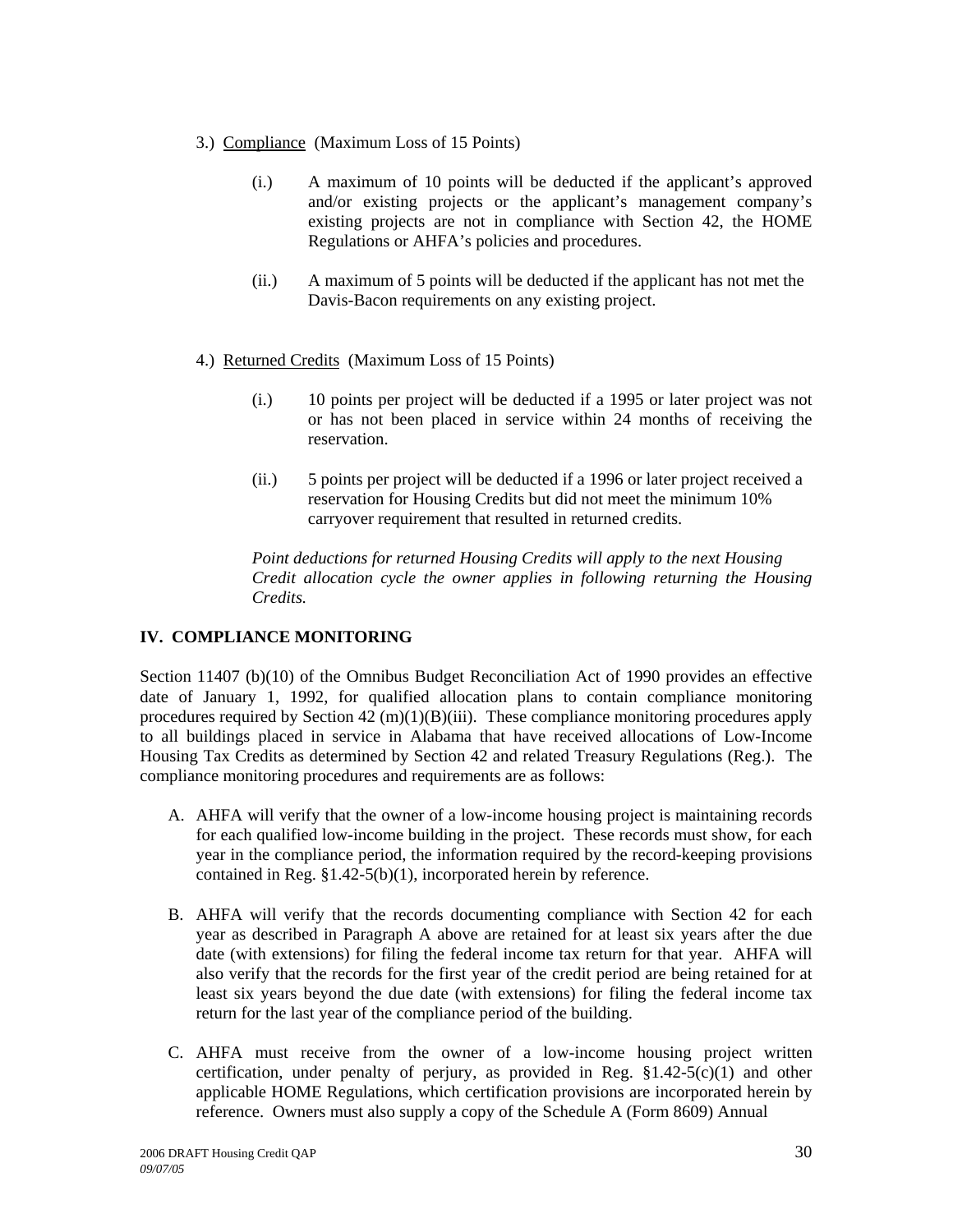3.) Compliance (Maximum Loss of 15 Points)

(i.) A maximum of 10 points will be deducted if the applicant's approved and/or existing projects or the applicant's management company's existing projects are not in compliance with Section 42, the HOME Regulations or AHFA's policies and procedures.

(ii.) A maximum of 5 points will be deducted if the applicant has not met the Davis-Bacon requirements on any existing project.

4.) Returned Credits (Maximum Loss of 15 Points)

(i.) 10 points per project will be deducted if a 1995 or later project was not or has not been placed in service within 24 months of receiving the reservation.

(ii.) 5 points per project will be deducted if a 1996 or later project received a reservation for Housing Credits but did not meet the minimum 10% carryover requirement that resulted in returned credits.

*Point deductions for returned Housing Credits will apply to the next Housing Credit allocation cycle the owner applies in following returning the Housing Credits.*

## IV. COMPLIANCE MONITORING

Section 11407 (b)(10) of the Omnibus Budget Reconciliation Act of 1990 provides an effective date of January 1, 1992, for qualified allocation plans to contain compliance monitoring procedures required by Section 42 (m)(1)(B)(iii). These compliance monitoring procedures apply to all buildings placed in service in Alabama that have received allocations of Low-Income Housing Tax Credits as determined by Section 42 and related Treasury Regulations (Reg.). The compliance monitoring procedures and requirements are as follows:

A. AHFA will verify that the owner of a low-income housing project is maintaining records for each qualified low-income building in the project. These records must show, for each year in the compliance period, the information required by the record-keeping provisions contained in Reg. §1.42-5(b)(1), incorporated herein by reference.

B. AHFA will verify that the records documenting compliance with Section 42 for each year as described in Paragraph A above are retained for at least six years after the due date (with extensions) for filing the federal income tax return for that year. AHFA will also verify that the records for the first year of the credit period are being retained for at least six years beyond the due date (with extensions) for filing the federal income tax return for the last year of the compliance period of the building.

C. AHFA must receive from the owner of a low-income housing project written certification, under penalty of perjury, as provided in Reg. §1.42-5(c)(1) and other applicable HOME Regulations, which certification provisions are incorporated herein by reference. Owners must also supply a copy of the Schedule A (Form 8609) Annual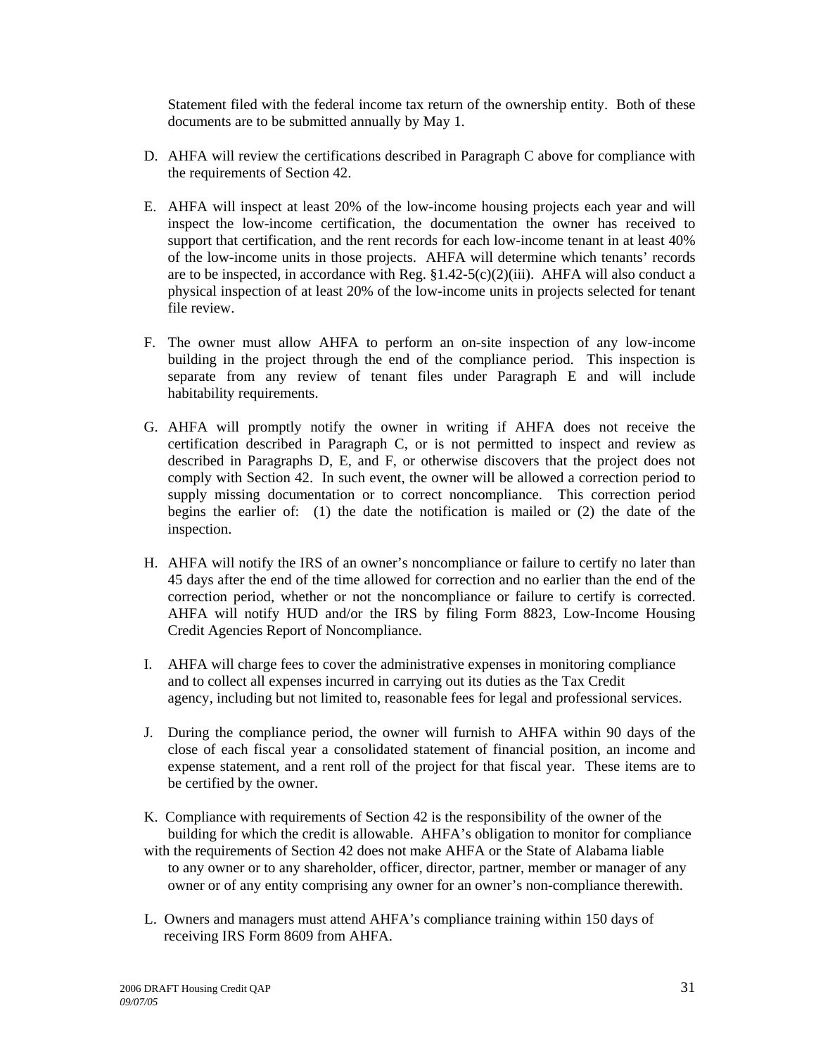Statement filed with the federal income tax return of the ownership entity. Both of these documents are to be submitted annually by May 1.

D. AHFA will review the certifications described in Paragraph C above for compliance with the requirements of Section 42.

E. AHFA will inspect at least 20% of the low-income housing projects each year and will inspect the low-income certification, the documentation the owner has received to support that certification, and the rent records for each low-income tenant in at least 40% of the low-income units in those projects. AHFA will determine which tenants' records are to be inspected, in accordance with Reg. §1.42-5(c)(2)(iii). AHFA will also conduct a physical inspection of at least 20% of the low-income units in projects selected for tenant file review.

F. The owner must allow AHFA to perform an on-site inspection of any low-income building in the project through the end of the compliance period. This inspection is separate from any review of tenant files under Paragraph E and will include habitability requirements.

G. AHFA will promptly notify the owner in writing if AHFA does not receive the certification described in Paragraph C, or is not permitted to inspect and review as described in Paragraphs D, E, and F, or otherwise discovers that the project does not comply with Section 42. In such event, the owner will be allowed a correction period to supply missing documentation or to correct noncompliance. This correction period begins the earlier of: (1) the date the notification is mailed or (2) the date of the inspection.

H. AHFA will notify the IRS of an owner's noncompliance or failure to certify no later than 45 days after the end of the time allowed for correction and no earlier than the end of the correction period, whether or not the noncompliance or failure to certify is corrected. AHFA will notify HUD and/or the IRS by filing Form 8823, Low-Income Housing Credit Agencies Report of Noncompliance.

I. AHFA will charge fees to cover the administrative expenses in monitoring compliance and to collect all expenses incurred in carrying out its duties as the Tax Credit agency, including but not limited to, reasonable fees for legal and professional services.

J. During the compliance period, the owner will furnish to AHFA within 90 days of the close of each fiscal year a consolidated statement of financial position, an income and expense statement, and a rent roll of the project for that fiscal year. These items are to be certified by the owner.

K. Compliance with requirements of Section 42 is the responsibility of the owner of the building for which the credit is allowable. AHFA's obligation to monitor for compliance with the requirements of Section 42 does not make AHFA or the State of Alabama liable to any owner or to any shareholder, officer, director, partner, member or manager of any owner or of any entity comprising any owner for an owner's non-compliance therewith.

L. Owners and managers must attend AHFA's compliance training within 150 days of receiving IRS Form 8609 from AHFA.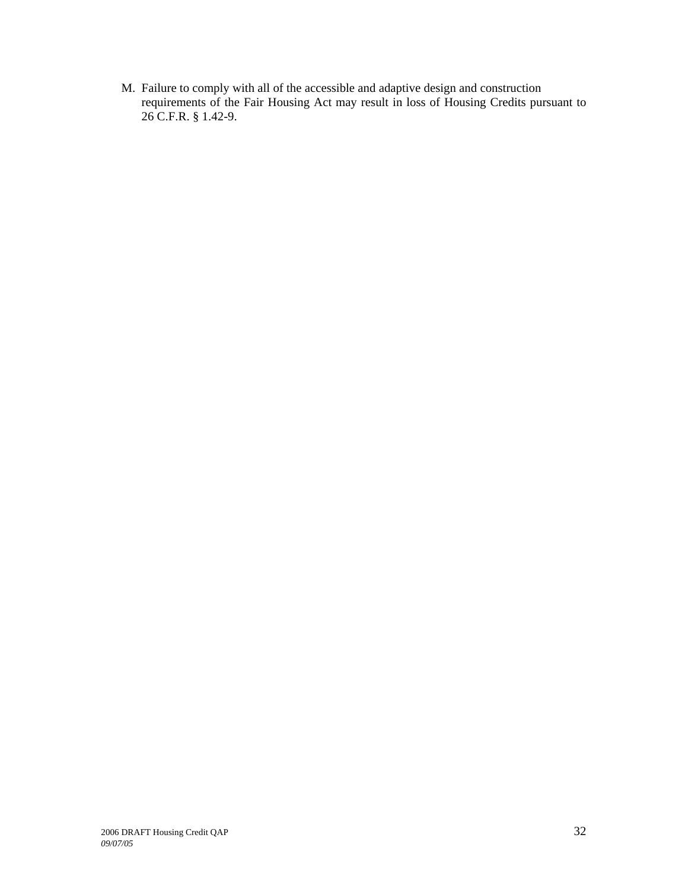M. Failure to comply with all of the accessible and adaptive design and construction requirements of the Fair Housing Act may result in loss of Housing Credits pursuant to 26 C.F.R. § 1.42-9.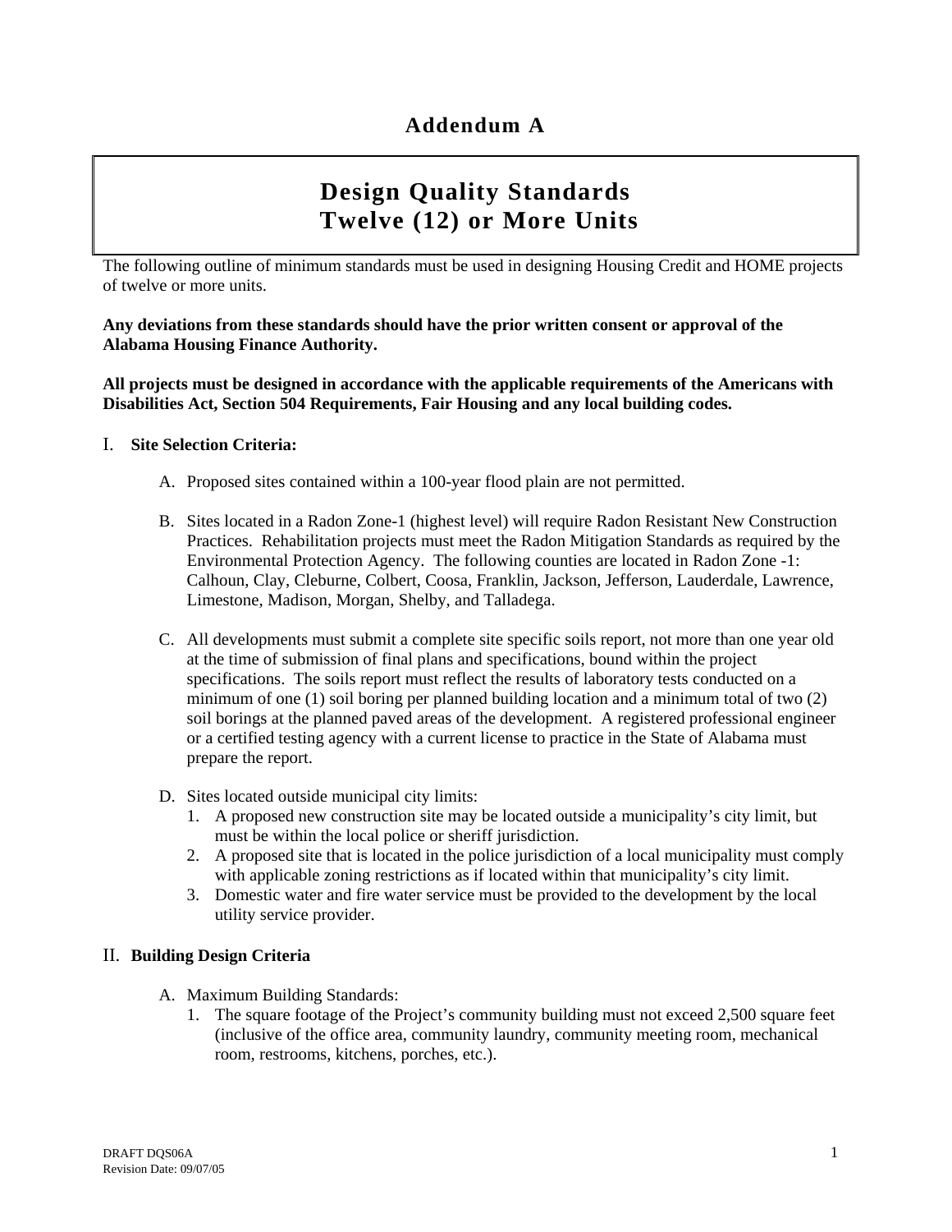# Addendum A

## Design Quality Standards
## Twelve (12) or More Units

The following outline of minimum standards must be used in designing Housing Credit and HOME projects of twelve or more units.

**Any deviations from these standards should have the prior written consent or approval of the Alabama Housing Finance Authority.**

**All projects must be designed in accordance with the applicable requirements of the Americans with Disabilities Act, Section 504 Requirements, Fair Housing and any local building codes.**

I. **Site Selection Criteria:**

A. Proposed sites contained within a 100-year flood plain are not permitted.

B. Sites located in a Radon Zone-1 (highest level) will require Radon Resistant New Construction Practices. Rehabilitation projects must meet the Radon Mitigation Standards as required by the Environmental Protection Agency. The following counties are located in Radon Zone -1: Calhoun, Clay, Cleburne, Colbert, Coosa, Franklin, Jackson, Jefferson, Lauderdale, Lawrence, Limestone, Madison, Morgan, Shelby, and Talladega.

C. All developments must submit a complete site specific soils report, not more than one year old at the time of submission of final plans and specifications, bound within the project specifications. The soils report must reflect the results of laboratory tests conducted on a minimum of one (1) soil boring per planned building location and a minimum total of two (2) soil borings at the planned paved areas of the development. A registered professional engineer or a certified testing agency with a current license to practice in the State of Alabama must prepare the report.

D. Sites located outside municipal city limits:
   1. A proposed new construction site may be located outside a municipality's city limit, but must be within the local police or sheriff jurisdiction.
   2. A proposed site that is located in the police jurisdiction of a local municipality must comply with applicable zoning restrictions as if located within that municipality's city limit.
   3. Domestic water and fire water service must be provided to the development by the local utility service provider.

II. **Building Design Criteria**

A. Maximum Building Standards:
   1. The square footage of the Project's community building must not exceed 2,500 square feet (inclusive of the office area, community laundry, community meeting room, mechanical room, restrooms, kitchens, porches, etc.).

DRAFT DQS06A
Revision Date: 09/07/05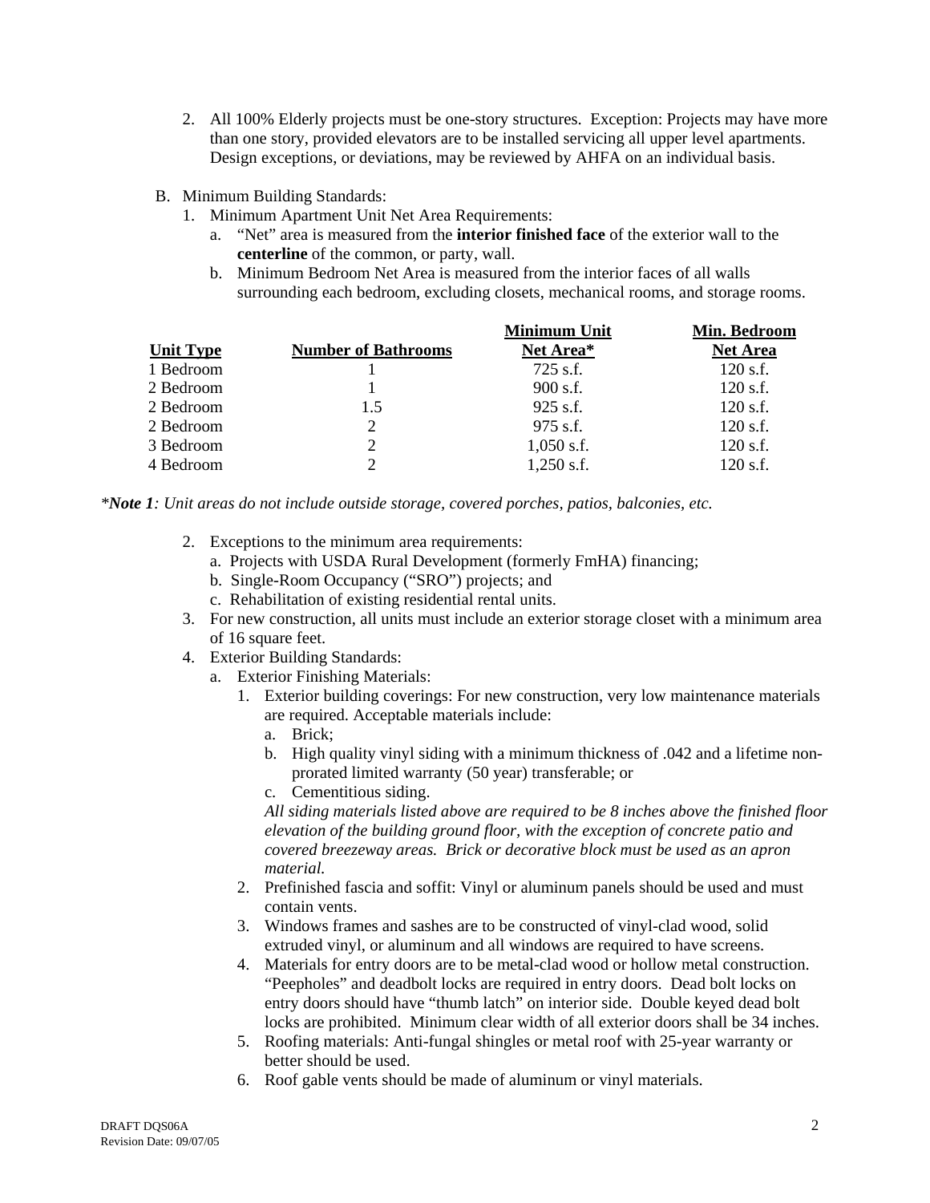2. All 100% Elderly projects must be one-story structures. Exception: Projects may have more than one story, provided elevators are to be installed servicing all upper level apartments. Design exceptions, or deviations, may be reviewed by AHFA on an individual basis.

B. Minimum Building Standards:

1. Minimum Apartment Unit Net Area Requirements:
   a. "Net" area is measured from the **interior finished face** of the exterior wall to the **centerline** of the common, or party, wall.
   b. Minimum Bedroom Net Area is measured from the interior faces of all walls surrounding each bedroom, excluding closets, mechanical rooms, and storage rooms.

| Unit Type | Number of Bathrooms | Minimum Unit Net Area* | Min. Bedroom Net Area |
|---|---|---|---|
| 1 Bedroom | 1 | 725 s.f. | 120 s.f. |
| 2 Bedroom | 1 | 900 s.f. | 120 s.f. |
| 2 Bedroom | 1.5 | 925 s.f. | 120 s.f. |
| 2 Bedroom | 2 | 975 s.f. | 120 s.f. |
| 3 Bedroom | 2 | 1,050 s.f. | 120 s.f. |
| 4 Bedroom | 2 | 1,250 s.f. | 120 s.f. |

**Note 1*: Unit areas do not include outside storage, covered porches, patios, balconies, etc.*

2. Exceptions to the minimum area requirements:
   a. Projects with USDA Rural Development (formerly FmHA) financing;
   b. Single-Room Occupancy ("SRO") projects; and
   c. Rehabilitation of existing residential rental units.
3. For new construction, all units must include an exterior storage closet with a minimum area of 16 square feet.
4. Exterior Building Standards:
   a. Exterior Finishing Materials:
      1. Exterior building coverings: For new construction, very low maintenance materials are required. Acceptable materials include:
         a. Brick;
         b. High quality vinyl siding with a minimum thickness of .042 and a lifetime non-prorated limited warranty (50 year) transferable; or
         c. Cementitious siding.

         *All siding materials listed above are required to be 8 inches above the finished floor elevation of the building ground floor, with the exception of concrete patio and covered breezeway areas. Brick or decorative block must be used as an apron material.*
      2. Prefinished fascia and soffit: Vinyl or aluminum panels should be used and must contain vents.
      3. Windows frames and sashes are to be constructed of vinyl-clad wood, solid extruded vinyl, or aluminum and all windows are required to have screens.
      4. Materials for entry doors are to be metal-clad wood or hollow metal construction. "Peepholes" and deadbolt locks are required in entry doors. Dead bolt locks on entry doors should have "thumb latch" on interior side. Double keyed dead bolt locks are prohibited. Minimum clear width of all exterior doors shall be 34 inches.
      5. Roofing materials: Anti-fungal shingles or metal roof with 25-year warranty or better should be used.
      6. Roof gable vents should be made of aluminum or vinyl materials.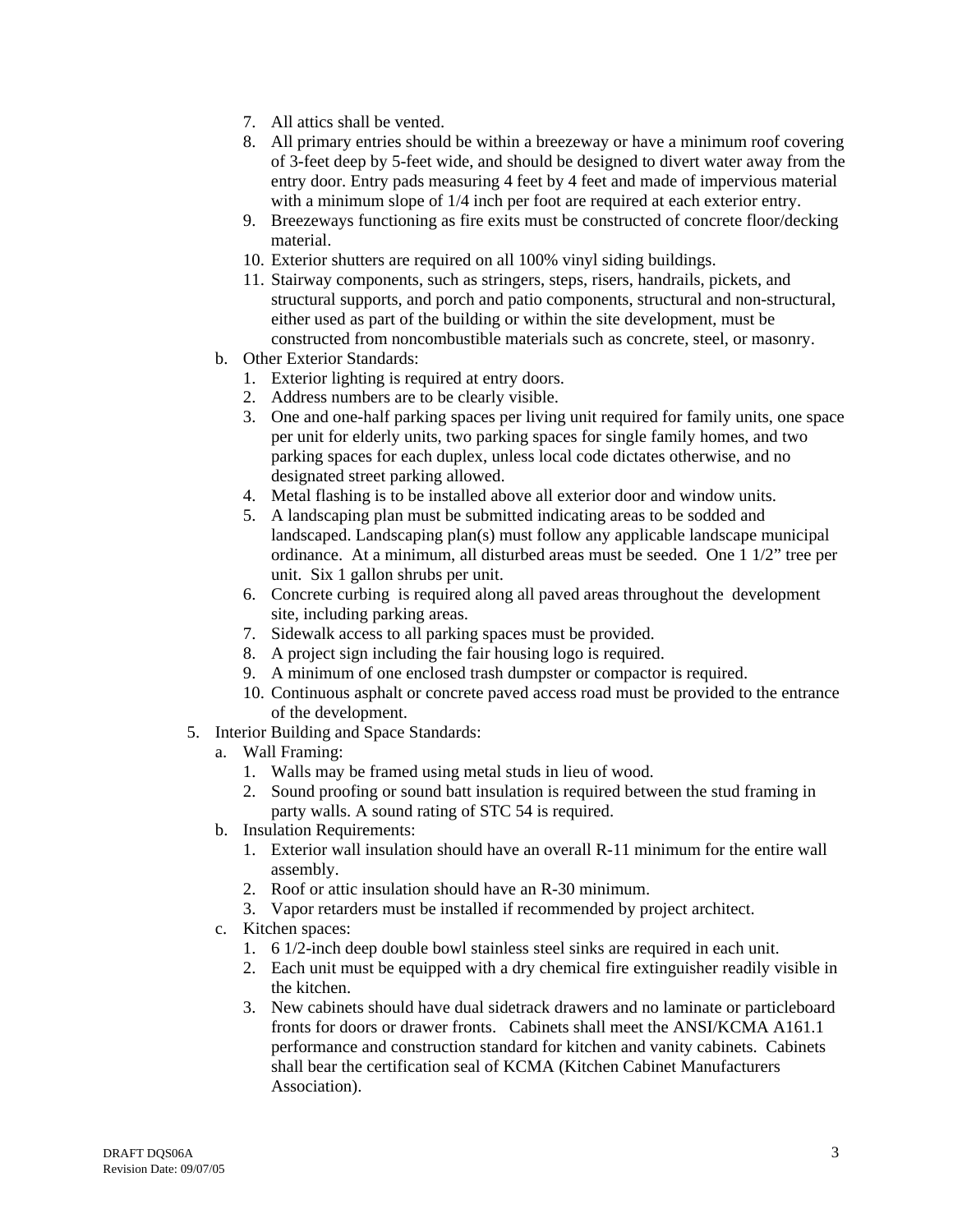7. All attics shall be vented.
8. All primary entries should be within a breezeway or have a minimum roof covering of 3-feet deep by 5-feet wide, and should be designed to divert water away from the entry door. Entry pads measuring 4 feet by 4 feet and made of impervious material with a minimum slope of 1/4 inch per foot are required at each exterior entry.
9. Breezeways functioning as fire exits must be constructed of concrete floor/decking material.
10. Exterior shutters are required on all 100% vinyl siding buildings.
11. Stairway components, such as stringers, steps, risers, handrails, pickets, and structural supports, and porch and patio components, structural and non-structural, either used as part of the building or within the site development, must be constructed from noncombustible materials such as concrete, steel, or masonry.

b. Other Exterior Standards:
1. Exterior lighting is required at entry doors.
2. Address numbers are to be clearly visible.
3. One and one-half parking spaces per living unit required for family units, one space per unit for elderly units, two parking spaces for single family homes, and two parking spaces for each duplex, unless local code dictates otherwise, and no designated street parking allowed.
4. Metal flashing is to be installed above all exterior door and window units.
5. A landscaping plan must be submitted indicating areas to be sodded and landscaped. Landscaping plan(s) must follow any applicable landscape municipal ordinance. At a minimum, all disturbed areas must be seeded. One 1 1/2" tree per unit. Six 1 gallon shrubs per unit.
6. Concrete curbing is required along all paved areas throughout the development site, including parking areas.
7. Sidewalk access to all parking spaces must be provided.
8. A project sign including the fair housing logo is required.
9. A minimum of one enclosed trash dumpster or compactor is required.
10. Continuous asphalt or concrete paved access road must be provided to the entrance of the development.

5. Interior Building and Space Standards:

a. Wall Framing:
1. Walls may be framed using metal studs in lieu of wood.
2. Sound proofing or sound batt insulation is required between the stud framing in party walls. A sound rating of STC 54 is required.

b. Insulation Requirements:
1. Exterior wall insulation should have an overall R-11 minimum for the entire wall assembly.
2. Roof or attic insulation should have an R-30 minimum.
3. Vapor retarders must be installed if recommended by project architect.

c. Kitchen spaces:
1. 6 1/2-inch deep double bowl stainless steel sinks are required in each unit.
2. Each unit must be equipped with a dry chemical fire extinguisher readily visible in the kitchen.
3. New cabinets should have dual sidetrack drawers and no laminate or particleboard fronts for doors or drawer fronts. Cabinets shall meet the ANSI/KCMA A161.1 performance and construction standard for kitchen and vanity cabinets. Cabinets shall bear the certification seal of KCMA (Kitchen Cabinet Manufacturers Association).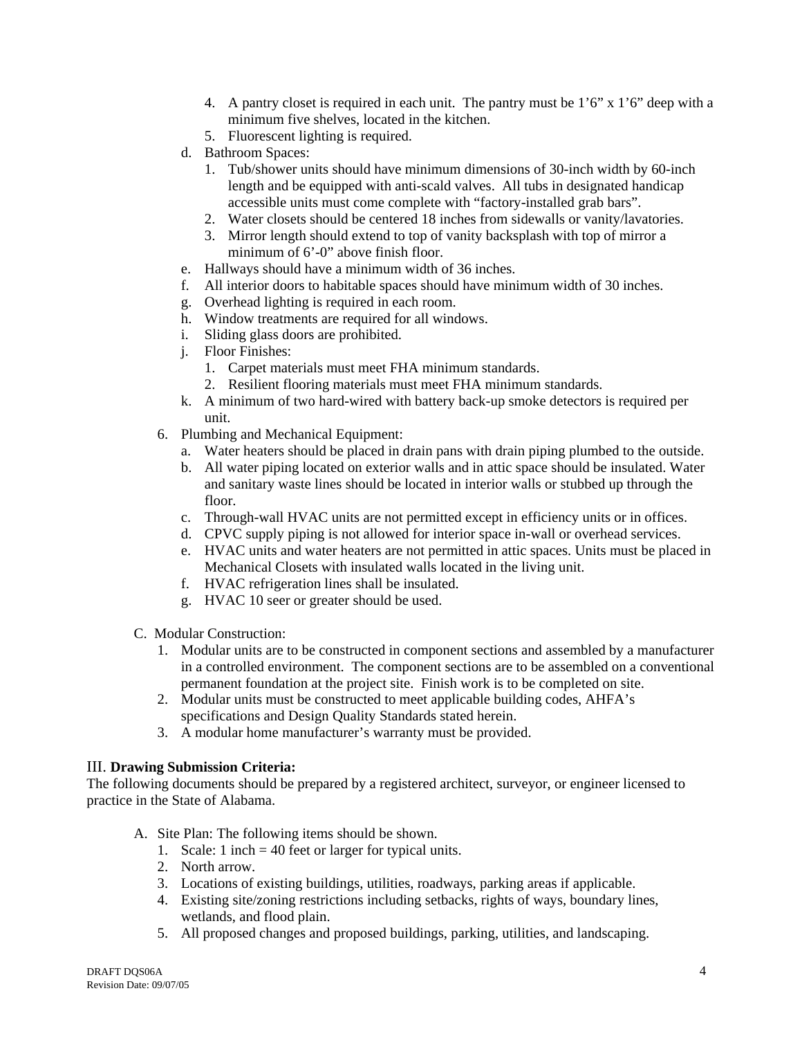4. A pantry closet is required in each unit. The pantry must be 1'6" x 1'6" deep with a minimum five shelves, located in the kitchen.
5. Fluorescent lighting is required.

d. Bathroom Spaces:
   1. Tub/shower units should have minimum dimensions of 30-inch width by 60-inch length and be equipped with anti-scald valves. All tubs in designated handicap accessible units must come complete with "factory-installed grab bars".
   2. Water closets should be centered 18 inches from sidewalls or vanity/lavatories.
   3. Mirror length should extend to top of vanity backsplash with top of mirror a minimum of 6'-0" above finish floor.

e. Hallways should have a minimum width of 36 inches.

f. All interior doors to habitable spaces should have minimum width of 30 inches.

g. Overhead lighting is required in each room.

h. Window treatments are required for all windows.

i. Sliding glass doors are prohibited.

j. Floor Finishes:
   1. Carpet materials must meet FHA minimum standards.
   2. Resilient flooring materials must meet FHA minimum standards.

k. A minimum of two hard-wired with battery back-up smoke detectors is required per unit.

6. Plumbing and Mechanical Equipment:
   a. Water heaters should be placed in drain pans with drain piping plumbed to the outside.
   b. All water piping located on exterior walls and in attic space should be insulated. Water and sanitary waste lines should be located in interior walls or stubbed up through the floor.
   c. Through-wall HVAC units are not permitted except in efficiency units or in offices.
   d. CPVC supply piping is not allowed for interior space in-wall or overhead services.
   e. HVAC units and water heaters are not permitted in attic spaces. Units must be placed in Mechanical Closets with insulated walls located in the living unit.
   f. HVAC refrigeration lines shall be insulated.
   g. HVAC 10 seer or greater should be used.

C. Modular Construction:
   1. Modular units are to be constructed in component sections and assembled by a manufacturer in a controlled environment. The component sections are to be assembled on a conventional permanent foundation at the project site. Finish work is to be completed on site.
   2. Modular units must be constructed to meet applicable building codes, AHFA's specifications and Design Quality Standards stated herein.
   3. A modular home manufacturer's warranty must be provided.

## III. **Drawing Submission Criteria:**

The following documents should be prepared by a registered architect, surveyor, or engineer licensed to practice in the State of Alabama.

A. Site Plan: The following items should be shown.
   1. Scale: 1 inch = 40 feet or larger for typical units.
   2. North arrow.
   3. Locations of existing buildings, utilities, roadways, parking areas if applicable.
   4. Existing site/zoning restrictions including setbacks, rights of ways, boundary lines, wetlands, and flood plain.
   5. All proposed changes and proposed buildings, parking, utilities, and landscaping.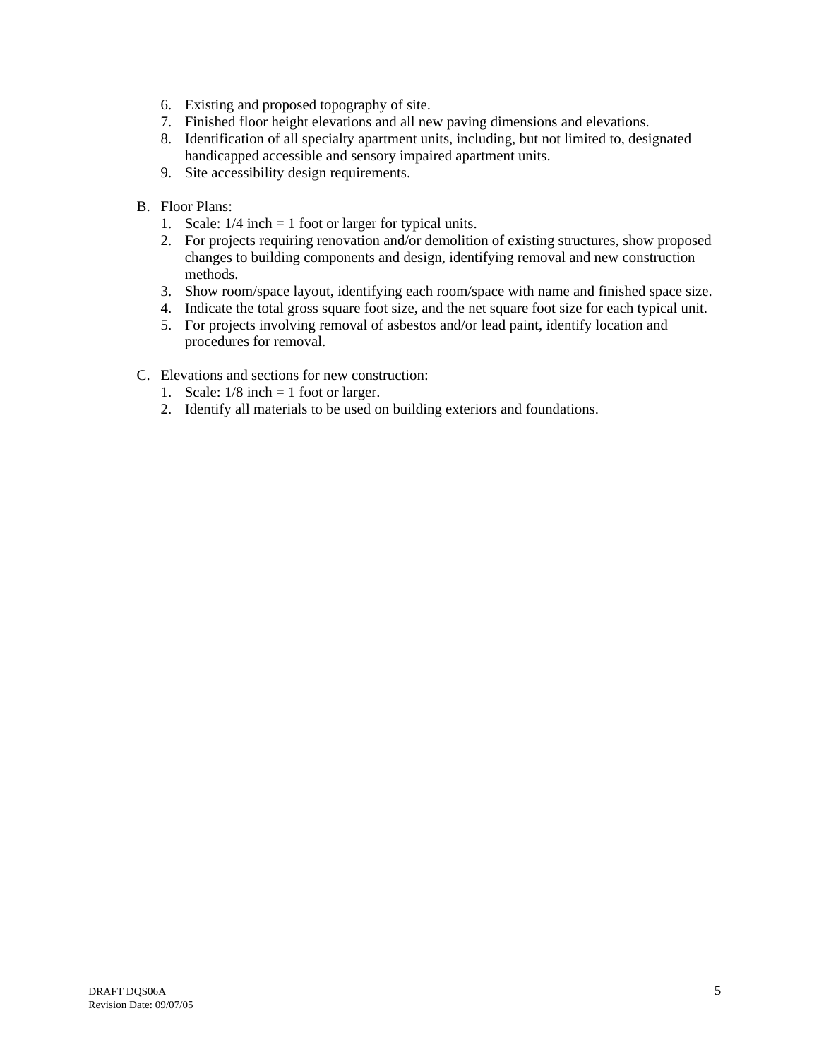6. Existing and proposed topography of site.
7. Finished floor height elevations and all new paving dimensions and elevations.
8. Identification of all specialty apartment units, including, but not limited to, designated handicapped accessible and sensory impaired apartment units.
9. Site accessibility design requirements.

B. Floor Plans:
   1. Scale: 1/4 inch = 1 foot or larger for typical units.
   2. For projects requiring renovation and/or demolition of existing structures, show proposed changes to building components and design, identifying removal and new construction methods.
   3. Show room/space layout, identifying each room/space with name and finished space size.
   4. Indicate the total gross square foot size, and the net square foot size for each typical unit.
   5. For projects involving removal of asbestos and/or lead paint, identify location and procedures for removal.

C. Elevations and sections for new construction:
   1. Scale: 1/8 inch = 1 foot or larger.
   2. Identify all materials to be used on building exteriors and foundations.